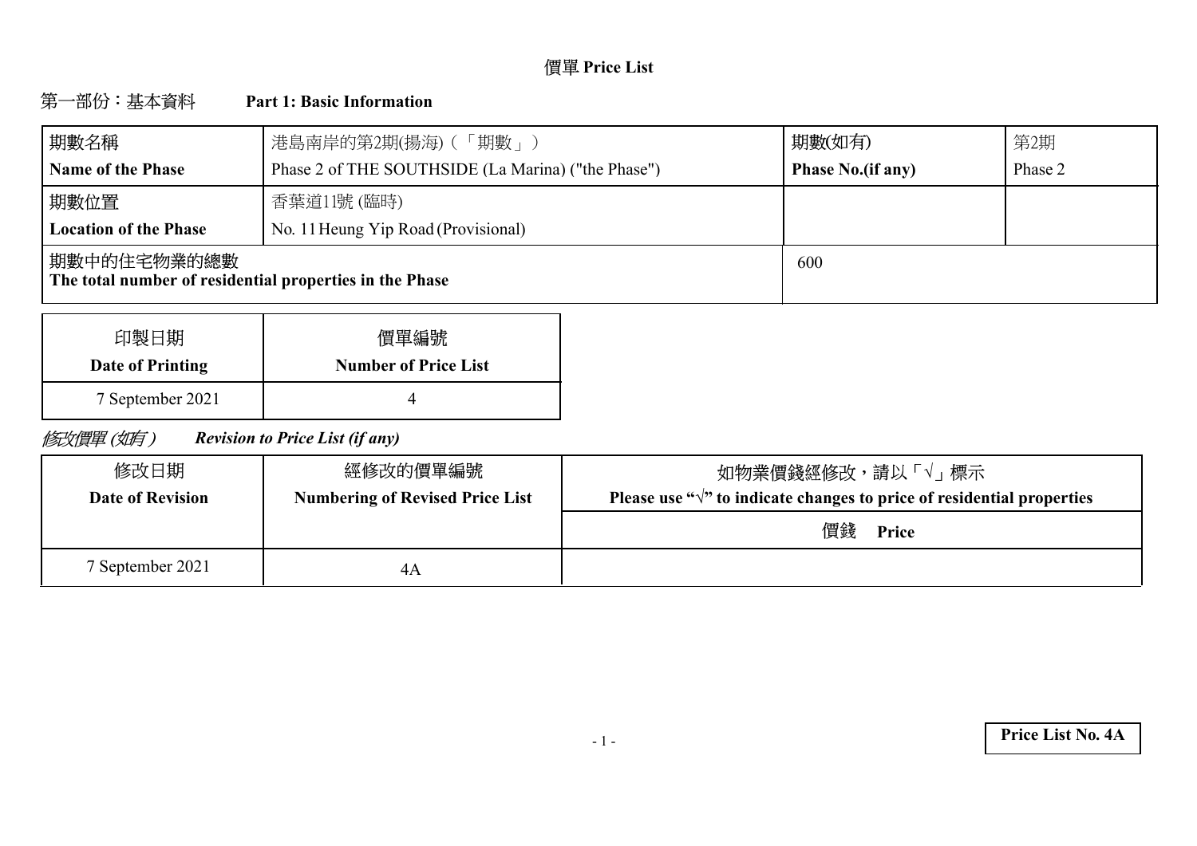# 價單 Price List

## 第一部份：基本資料　　Part 1: Basic Information

| 期數名稱<br>**Name of the Phase** | 港島南岸的第2期(揚海)（「期數」）<br>Phase 2 of THE SOUTHSIDE (La Marina) ("the Phase") | 期數(如有)<br>**Phase No.(if any)** | 第2期<br>Phase 2 |
|---|---|---|---|
| 期數位置<br>**Location of the Phase** | 香葉道11號 (臨時)<br>No. 11 Heung Yip Road (Provisional) | | |
| 期數中的住宅物業的總數<br>**The total number of residential properties in the Phase** | | 600 | |

| 印製日期<br>**Date of Printing** | 價單編號<br>**Number of Price List** |
|---|---|
| 7 September 2021 | 4 |

*修改價單 (如有)*　　***Revision to Price List (if any)***

| 修改日期<br>**Date of Revision** | 經修改的價單編號<br>**Numbering of Revised Price List** | 如物業價錢經修改，請以「√」標示<br>**Please use "√" to indicate changes to price of residential properties** |
|---|---|---|
| | | 價錢　**Price** |
| 7 September 2021 | 4A | |

**Price List No. 4A**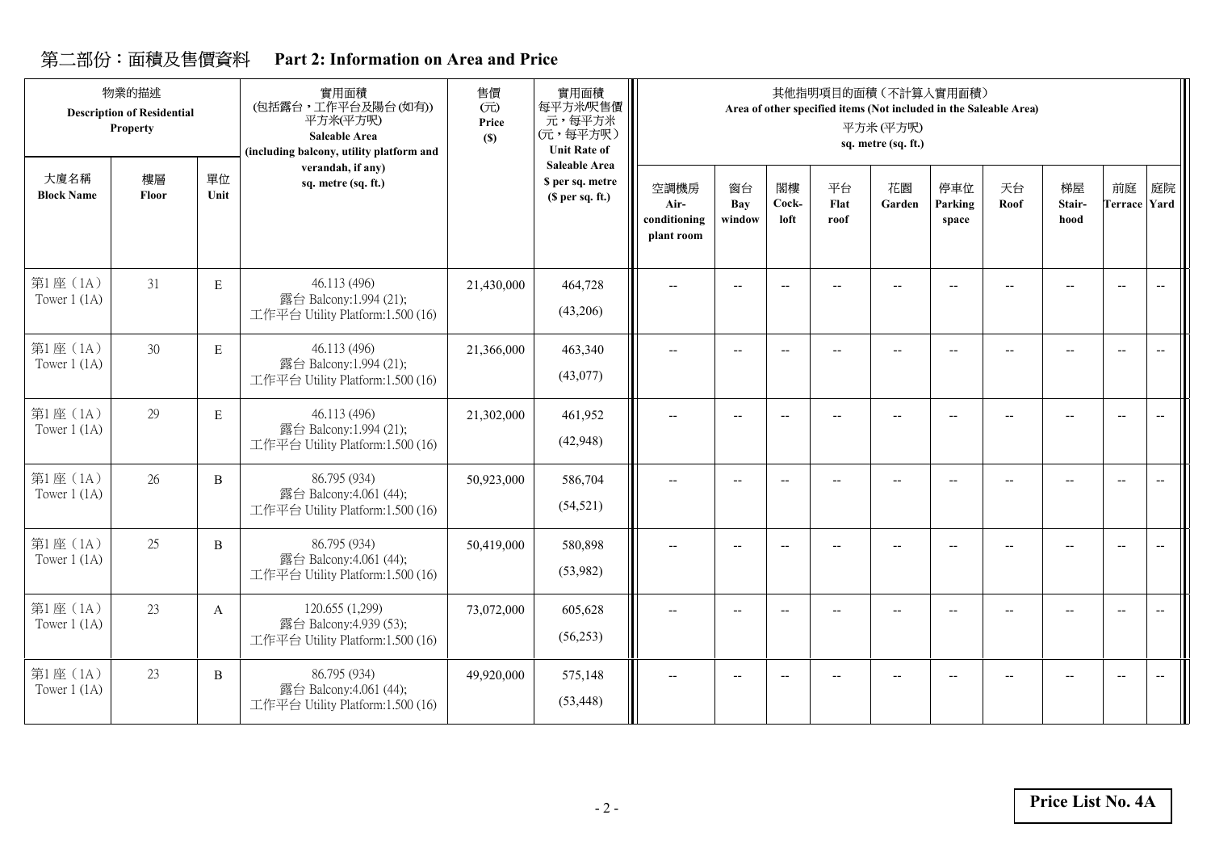## 第二部份：面積及售價資料 Part 2: Information on Area and Price

| 物業的描述 Description of Residential Property | | | 實用面積 (包括露台，工作平台及陽台(如有)) 平方米(平方呎) Saleable Area (including balcony, utility platform and verandah, if any) sq. metre (sq. ft.) | 售價 (元) Price ($) | 實用面積每平方米/呎售價 元，每平方米 (元，每平方呎) Unit Rate of Saleable Area $ per sq. metre ($ per sq. ft.) | 其他指明項目的面積（不計算入實用面積） Area of other specified items (Not included in the Saleable Area) 平方米 (平方呎) sq. metre (sq. ft.) | | | | | | | | | |
|---|---|---|---|---|---|---|---|---|---|---|---|---|---|---|---|
| 大廈名稱 Block Name | 樓層 Floor | 單位 Unit | | | | 空調機房 Air-conditioning plant room | 窗台 Bay window | 閣樓 Cock-loft | 平台 Flat roof | 花園 Garden | 停車位 Parking space | 天台 Roof | 梯屋 Stair-hood | 前庭 Terrace | 庭院 Yard |
| 第1座（1A） Tower 1 (1A) | 31 | E | 46.113 (496) 露台 Balcony:1.994 (21); 工作平台 Utility Platform:1.500 (16) | 21,430,000 | 464,728 (43,206) | -- | -- | -- | -- | -- | -- | -- | -- | -- | -- |
| 第1座（1A） Tower 1 (1A) | 30 | E | 46.113 (496) 露台 Balcony:1.994 (21); 工作平台 Utility Platform:1.500 (16) | 21,366,000 | 463,340 (43,077) | -- | -- | -- | -- | -- | -- | -- | -- | -- | -- |
| 第1座（1A） Tower 1 (1A) | 29 | E | 46.113 (496) 露台 Balcony:1.994 (21); 工作平台 Utility Platform:1.500 (16) | 21,302,000 | 461,952 (42,948) | -- | -- | -- | -- | -- | -- | -- | -- | -- | -- |
| 第1座（1A） Tower 1 (1A) | 26 | B | 86.795 (934) 露台 Balcony:4.061 (44); 工作平台 Utility Platform:1.500 (16) | 50,923,000 | 586,704 (54,521) | -- | -- | -- | -- | -- | -- | -- | -- | -- | -- |
| 第1座（1A） Tower 1 (1A) | 25 | B | 86.795 (934) 露台 Balcony:4.061 (44); 工作平台 Utility Platform:1.500 (16) | 50,419,000 | 580,898 (53,982) | -- | -- | -- | -- | -- | -- | -- | -- | -- | -- |
| 第1座（1A） Tower 1 (1A) | 23 | A | 120.655 (1,299) 露台 Balcony:4.939 (53); 工作平台 Utility Platform:1.500 (16) | 73,072,000 | 605,628 (56,253) | -- | -- | -- | -- | -- | -- | -- | -- | -- | -- |
| 第1座（1A） Tower 1 (1A) | 23 | B | 86.795 (934) 露台 Balcony:4.061 (44); 工作平台 Utility Platform:1.500 (16) | 49,920,000 | 575,148 (53,448) | -- | -- | -- | -- | -- | -- | -- | -- | -- | -- |

**Price List No. 4A**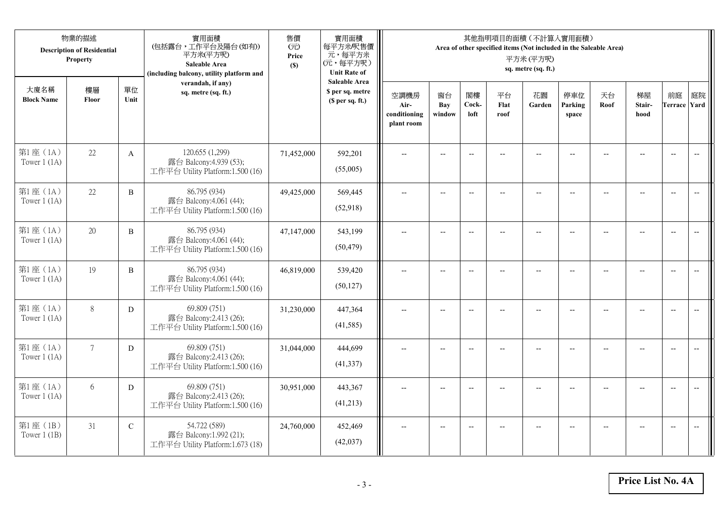| 物業的描述 Description of Residential Property | | | 實用面積 (包括露台，工作平台及陽台(如有)) 平方米(平方呎) Saleable Area (including balcony, utility platform and verandah, if any) sq. metre (sq. ft.) | 售價 (元) Price ($) | 實用面積 每平方米/呎售價 元，每平方米 (元，每平方呎) Unit Rate of Saleable Area $ per sq. metre ($ per sq. ft.) | 其他指明項目的面積（不計算入實用面積） Area of other specified items (Not included in the Saleable Area) 平方米 (平方呎) sq. metre (sq. ft.) | | | | | | | | | |
|---|---|---|---|---|---|---|---|---|---|---|---|---|---|---|---|
| 大廈名稱 Block Name | 樓層 Floor | 單位 Unit | | | | 空調機房 Air-conditioning plant room | 窗台 Bay window | 閣樓 Cock-loft | 平台 Flat roof | 花園 Garden | 停車位 Parking space | 天台 Roof | 梯屋 Stair-hood | 前庭 Terrace | 庭院 Yard |
| 第1座（1A） Tower 1 (1A) | 22 | A | 120.655 (1,299) 露台 Balcony:4.939 (53); 工作平台 Utility Platform:1.500 (16) | 71,452,000 | 592,201 (55,005) | -- | -- | -- | -- | -- | -- | -- | -- | -- | -- |
| 第1座（1A） Tower 1 (1A) | 22 | B | 86.795 (934) 露台 Balcony:4.061 (44); 工作平台 Utility Platform:1.500 (16) | 49,425,000 | 569,445 (52,918) | -- | -- | -- | -- | -- | -- | -- | -- | -- | -- |
| 第1座（1A） Tower 1 (1A) | 20 | B | 86.795 (934) 露台 Balcony:4.061 (44); 工作平台 Utility Platform:1.500 (16) | 47,147,000 | 543,199 (50,479) | -- | -- | -- | -- | -- | -- | -- | -- | -- | -- |
| 第1座（1A） Tower 1 (1A) | 19 | B | 86.795 (934) 露台 Balcony:4.061 (44); 工作平台 Utility Platform:1.500 (16) | 46,819,000 | 539,420 (50,127) | -- | -- | -- | -- | -- | -- | -- | -- | -- | -- |
| 第1座（1A） Tower 1 (1A) | 8 | D | 69.809 (751) 露台 Balcony:2.413 (26); 工作平台 Utility Platform:1.500 (16) | 31,230,000 | 447,364 (41,585) | -- | -- | -- | -- | -- | -- | -- | -- | -- | -- |
| 第1座（1A） Tower 1 (1A) | 7 | D | 69.809 (751) 露台 Balcony:2.413 (26); 工作平台 Utility Platform:1.500 (16) | 31,044,000 | 444,699 (41,337) | -- | -- | -- | -- | -- | -- | -- | -- | -- | -- |
| 第1座（1A） Tower 1 (1A) | 6 | D | 69.809 (751) 露台 Balcony:2.413 (26); 工作平台 Utility Platform:1.500 (16) | 30,951,000 | 443,367 (41,213) | -- | -- | -- | -- | -- | -- | -- | -- | -- | -- |
| 第1座（1B） Tower 1 (1B) | 31 | C | 54.722 (589) 露台 Balcony:1.992 (21); 工作平台 Utility Platform:1.673 (18) | 24,760,000 | 452,469 (42,037) | -- | -- | -- | -- | -- | -- | -- | -- | -- | -- |

**Price List No. 4A**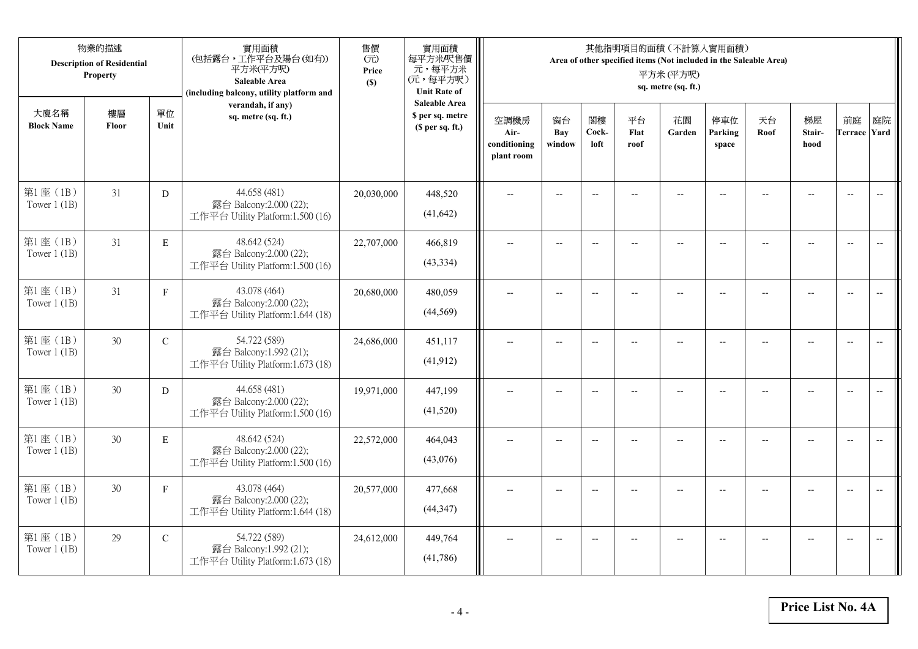| 物業的描述 Description of Residential Property | | | 實用面積 (包括露台，工作平台及陽台(如有)) 平方米(平方呎) Saleable Area (including balcony, utility platform and verandah, if any) sq. metre (sq. ft.) | 售價 (元) Price ($) | 實用面積 每平方米/呎售價 元，每平方米 (元，每平方呎) Unit Rate of Saleable Area $ per sq. metre ($ per sq. ft.) | 其他指明項目的面積（不計算入實用面積） Area of other specified items (Not included in the Saleable Area) 平方米 (平方呎) sq. metre (sq. ft.) | | | | | | | | | |
|---|---|---|---|---|---|---|---|---|---|---|---|---|---|---|---|
| 大廈名稱 Block Name | 樓層 Floor | 單位 Unit | | | | 空調機房 Air-conditioning plant room | 窗台 Bay window | 閣樓 Cock-loft | 平台 Flat roof | 花園 Garden | 停車位 Parking space | 天台 Roof | 梯屋 Stair-hood | 前庭 Terrace | 庭院 Yard |
| 第1座（1B） Tower 1 (1B) | 31 | D | 44.658 (481) 露台 Balcony:2.000 (22); 工作平台 Utility Platform:1.500 (16) | 20,030,000 | 448,520 (41,642) | -- | -- | -- | -- | -- | -- | -- | -- | -- | -- |
| 第1座（1B） Tower 1 (1B) | 31 | E | 48.642 (524) 露台 Balcony:2.000 (22); 工作平台 Utility Platform:1.500 (16) | 22,707,000 | 466,819 (43,334) | -- | -- | -- | -- | -- | -- | -- | -- | -- | -- |
| 第1座（1B） Tower 1 (1B) | 31 | F | 43.078 (464) 露台 Balcony:2.000 (22); 工作平台 Utility Platform:1.644 (18) | 20,680,000 | 480,059 (44,569) | -- | -- | -- | -- | -- | -- | -- | -- | -- | -- |
| 第1座（1B） Tower 1 (1B) | 30 | C | 54.722 (589) 露台 Balcony:1.992 (21); 工作平台 Utility Platform:1.673 (18) | 24,686,000 | 451,117 (41,912) | -- | -- | -- | -- | -- | -- | -- | -- | -- | -- |
| 第1座（1B） Tower 1 (1B) | 30 | D | 44.658 (481) 露台 Balcony:2.000 (22); 工作平台 Utility Platform:1.500 (16) | 19,971,000 | 447,199 (41,520) | -- | -- | -- | -- | -- | -- | -- | -- | -- | -- |
| 第1座（1B） Tower 1 (1B) | 30 | E | 48.642 (524) 露台 Balcony:2.000 (22); 工作平台 Utility Platform:1.500 (16) | 22,572,000 | 464,043 (43,076) | -- | -- | -- | -- | -- | -- | -- | -- | -- | -- |
| 第1座（1B） Tower 1 (1B) | 30 | F | 43.078 (464) 露台 Balcony:2.000 (22); 工作平台 Utility Platform:1.644 (18) | 20,577,000 | 477,668 (44,347) | -- | -- | -- | -- | -- | -- | -- | -- | -- | -- |
| 第1座（1B） Tower 1 (1B) | 29 | C | 54.722 (589) 露台 Balcony:1.992 (21); 工作平台 Utility Platform:1.673 (18) | 24,612,000 | 449,764 (41,786) | -- | -- | -- | -- | -- | -- | -- | -- | -- | -- |

**Price List No. 4A**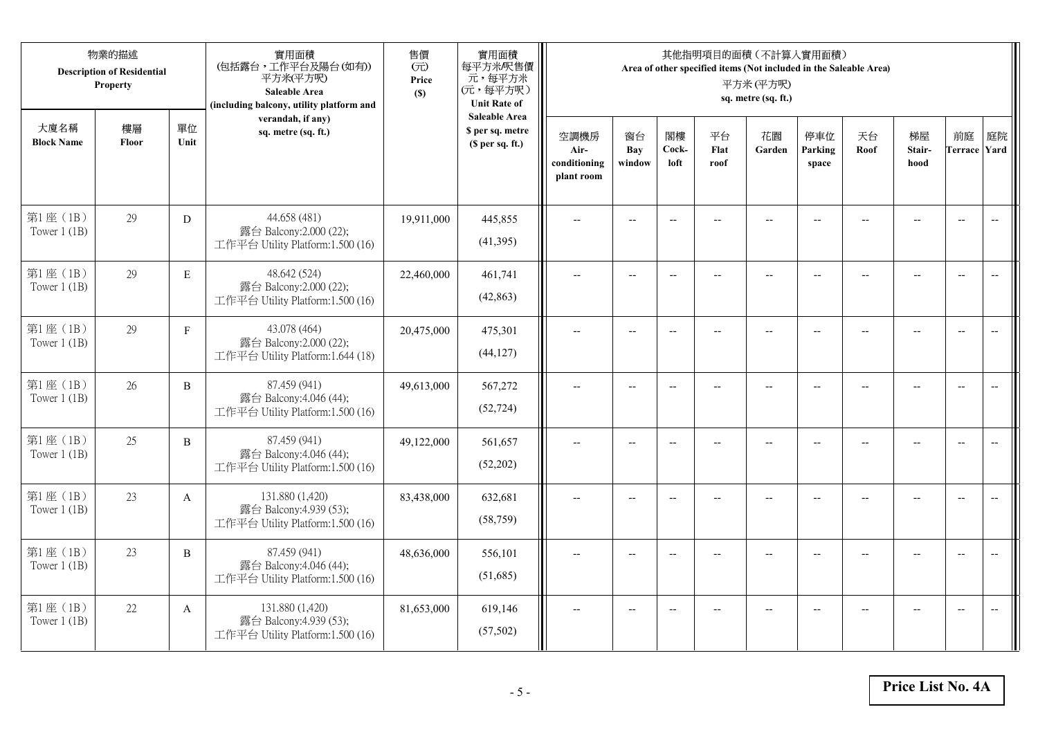| 物業的描述 Description of Residential Property | | | 實用面積 (包括露台，工作平台及陽台(如有)) 平方米(平方呎) Saleable Area (including balcony, utility platform and verandah, if any) sq. metre (sq. ft.) | 售價 (元) Price ($) | 實用面積 每平方米/呎售價 元，每平方米 (元，每平方呎) Unit Rate of Saleable Area $ per sq. metre ($ per sq. ft.) | 其他指明項目的面積（不計算入實用面積） Area of other specified items (Not included in the Saleable Area) 平方米 (平方呎) sq. metre (sq. ft.) | | | | | | | | | |
|---|---|---|---|---|---|---|---|---|---|---|---|---|---|---|---|
| 大廈名稱 Block Name | 樓層 Floor | 單位 Unit | | | | 空調機房 Air-conditioning plant room | 窗台 Bay window | 閣樓 Cock-loft | 平台 Flat roof | 花園 Garden | 停車位 Parking space | 天台 Roof | 梯屋 Stair-hood | 前庭 Terrace | 庭院 Yard |
| 第1座（1B） Tower 1 (1B) | 29 | D | 44.658 (481) 露台 Balcony:2.000 (22); 工作平台 Utility Platform:1.500 (16) | 19,911,000 | 445,855 (41,395) | -- | -- | -- | -- | -- | -- | -- | -- | -- | -- |
| 第1座（1B） Tower 1 (1B) | 29 | E | 48.642 (524) 露台 Balcony:2.000 (22); 工作平台 Utility Platform:1.500 (16) | 22,460,000 | 461,741 (42,863) | -- | -- | -- | -- | -- | -- | -- | -- | -- | -- |
| 第1座（1B） Tower 1 (1B) | 29 | F | 43.078 (464) 露台 Balcony:2.000 (22); 工作平台 Utility Platform:1.644 (18) | 20,475,000 | 475,301 (44,127) | -- | -- | -- | -- | -- | -- | -- | -- | -- | -- |
| 第1座（1B） Tower 1 (1B) | 26 | B | 87.459 (941) 露台 Balcony:4.046 (44); 工作平台 Utility Platform:1.500 (16) | 49,613,000 | 567,272 (52,724) | -- | -- | -- | -- | -- | -- | -- | -- | -- | -- |
| 第1座（1B） Tower 1 (1B) | 25 | B | 87.459 (941) 露台 Balcony:4.046 (44); 工作平台 Utility Platform:1.500 (16) | 49,122,000 | 561,657 (52,202) | -- | -- | -- | -- | -- | -- | -- | -- | -- | -- |
| 第1座（1B） Tower 1 (1B) | 23 | A | 131.880 (1,420) 露台 Balcony:4.939 (53); 工作平台 Utility Platform:1.500 (16) | 83,438,000 | 632,681 (58,759) | -- | -- | -- | -- | -- | -- | -- | -- | -- | -- |
| 第1座（1B） Tower 1 (1B) | 23 | B | 87.459 (941) 露台 Balcony:4.046 (44); 工作平台 Utility Platform:1.500 (16) | 48,636,000 | 556,101 (51,685) | -- | -- | -- | -- | -- | -- | -- | -- | -- | -- |
| 第1座（1B） Tower 1 (1B) | 22 | A | 131.880 (1,420) 露台 Balcony:4.939 (53); 工作平台 Utility Platform:1.500 (16) | 81,653,000 | 619,146 (57,502) | -- | -- | -- | -- | -- | -- | -- | -- | -- | -- |

**Price List No. 4A**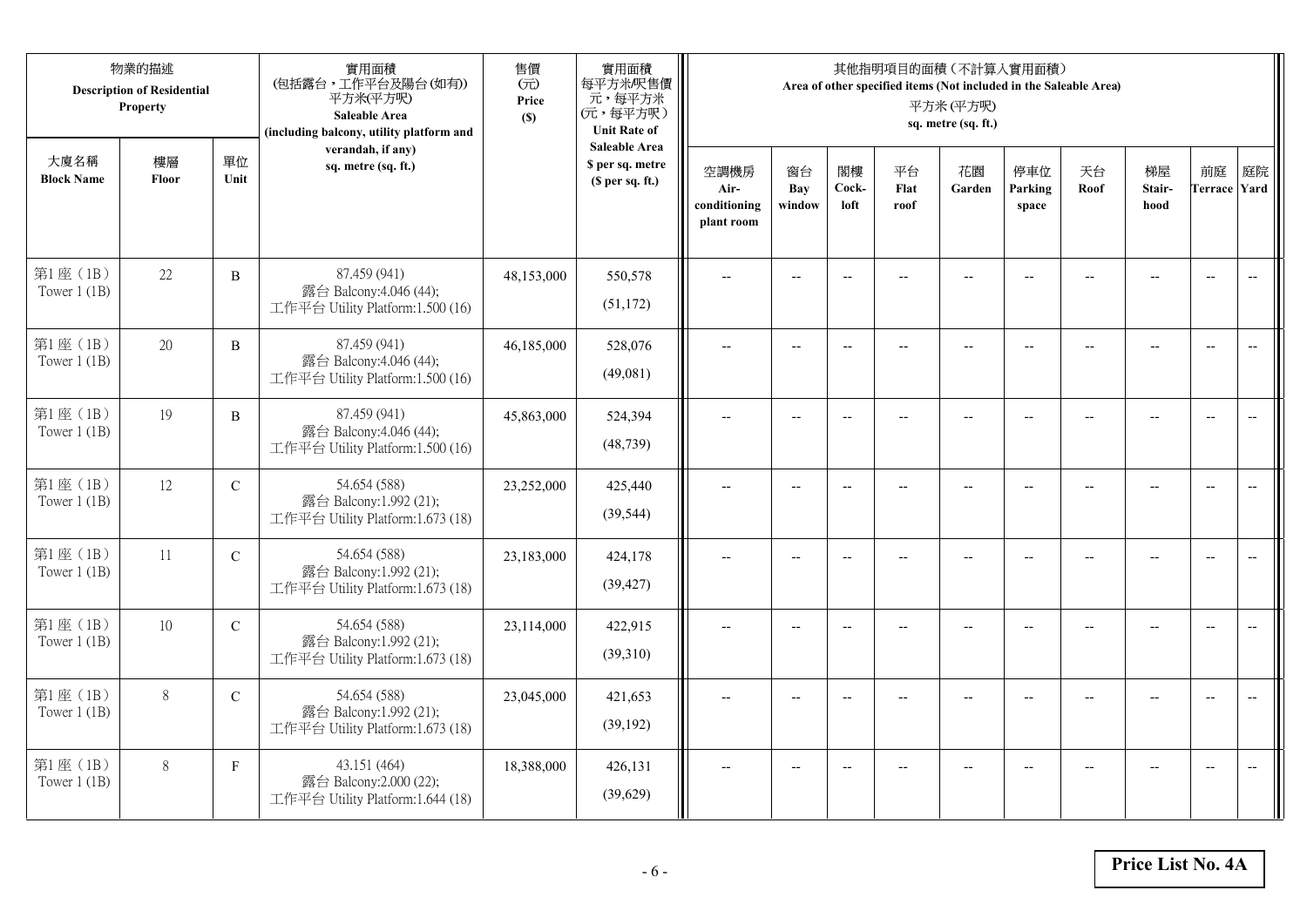| 物業的描述 Description of Residential Property | | | 實用面積 (包括露台，工作平台及陽台(如有)) 平方米(平方呎) Saleable Area (including balcony, utility platform and verandah, if any) sq. metre (sq. ft.) | 售價 (元) Price ($) | 實用面積 每平方米/呎售價 元，每平方米 (元，每平方呎) Unit Rate of Saleable Area $ per sq. metre ($ per sq. ft.) | 其他指明項目的面積（不計算入實用面積） Area of other specified items (Not included in the Saleable Area) 平方米 (平方呎) sq. metre (sq. ft.) | | | | | | | | | |
|---|---|---|---|---|---|---|---|---|---|---|---|---|---|---|---|
| 大廈名稱 Block Name | 樓層 Floor | 單位 Unit | | | | 空調機房 Air-conditioning plant room | 窗台 Bay window | 閣樓 Cock-loft | 平台 Flat roof | 花園 Garden | 停車位 Parking space | 天台 Roof | 梯屋 Stair-hood | 前庭 Terrace | 庭院 Yard |
| 第1座（1B） Tower 1 (1B) | 22 | B | 87.459 (941) 露台 Balcony:4.046 (44); 工作平台 Utility Platform:1.500 (16) | 48,153,000 | 550,578 (51,172) | -- | -- | -- | -- | -- | -- | -- | -- | -- | -- |
| 第1座（1B） Tower 1 (1B) | 20 | B | 87.459 (941) 露台 Balcony:4.046 (44); 工作平台 Utility Platform:1.500 (16) | 46,185,000 | 528,076 (49,081) | -- | -- | -- | -- | -- | -- | -- | -- | -- | -- |
| 第1座（1B） Tower 1 (1B) | 19 | B | 87.459 (941) 露台 Balcony:4.046 (44); 工作平台 Utility Platform:1.500 (16) | 45,863,000 | 524,394 (48,739) | -- | -- | -- | -- | -- | -- | -- | -- | -- | -- |
| 第1座（1B） Tower 1 (1B) | 12 | C | 54.654 (588) 露台 Balcony:1.992 (21); 工作平台 Utility Platform:1.673 (18) | 23,252,000 | 425,440 (39,544) | -- | -- | -- | -- | -- | -- | -- | -- | -- | -- |
| 第1座（1B） Tower 1 (1B) | 11 | C | 54.654 (588) 露台 Balcony:1.992 (21); 工作平台 Utility Platform:1.673 (18) | 23,183,000 | 424,178 (39,427) | -- | -- | -- | -- | -- | -- | -- | -- | -- | -- |
| 第1座（1B） Tower 1 (1B) | 10 | C | 54.654 (588) 露台 Balcony:1.992 (21); 工作平台 Utility Platform:1.673 (18) | 23,114,000 | 422,915 (39,310) | -- | -- | -- | -- | -- | -- | -- | -- | -- | -- |
| 第1座（1B） Tower 1 (1B) | 8 | C | 54.654 (588) 露台 Balcony:1.992 (21); 工作平台 Utility Platform:1.673 (18) | 23,045,000 | 421,653 (39,192) | -- | -- | -- | -- | -- | -- | -- | -- | -- | -- |
| 第1座（1B） Tower 1 (1B) | 8 | F | 43.151 (464) 露台 Balcony:2.000 (22); 工作平台 Utility Platform:1.644 (18) | 18,388,000 | 426,131 (39,629) | -- | -- | -- | -- | -- | -- | -- | -- | -- | -- |

**Price List No. 4A**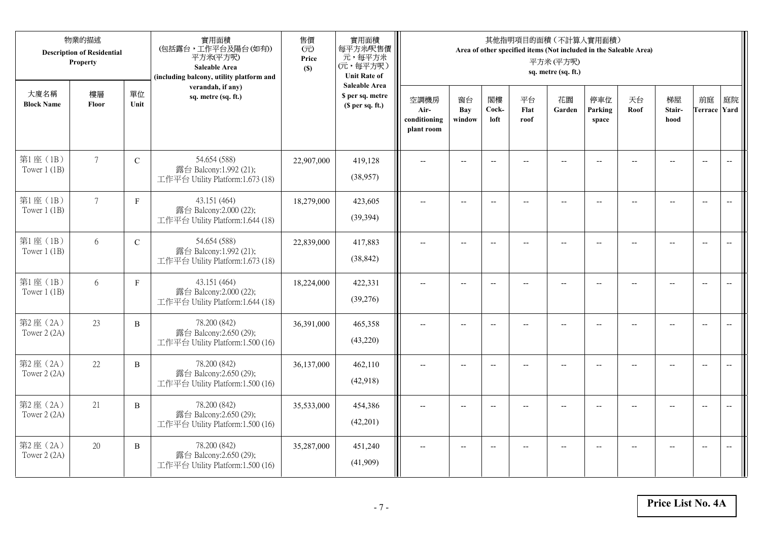| 物業的描述 Description of Residential Property | | | 實用面積 (包括露台，工作平台及陽台(如有)) 平方米(平方呎) Saleable Area (including balcony, utility platform and verandah, if any) sq. metre (sq. ft.) | 售價 (元) Price ($) | 實用面積 每平方米/呎售價 元，每平方米 (元，每平方呎) Unit Rate of Saleable Area $ per sq. metre ($ per sq. ft.) | 其他指明項目的面積（不計算入實用面積） Area of other specified items (Not included in the Saleable Area) 平方米 (平方呎) sq. metre (sq. ft.) | | | | | | | | | |
|---|---|---|---|---|---|---|---|---|---|---|---|---|---|---|---|
| 大廈名稱 Block Name | 樓層 Floor | 單位 Unit | | | | 空調機房 Air-conditioning plant room | 窗台 Bay window | 閣樓 Cock-loft | 平台 Flat roof | 花園 Garden | 停車位 Parking space | 天台 Roof | 梯屋 Stair-hood | 前庭 Terrace | 庭院 Yard |
| 第1座（1B） Tower 1 (1B) | 7 | C | 54.654 (588) 露台 Balcony:1.992 (21); 工作平台 Utility Platform:1.673 (18) | 22,907,000 | 419,128 (38,957) | -- | -- | -- | -- | -- | -- | -- | -- | -- | -- |
| 第1座（1B） Tower 1 (1B) | 7 | F | 43.151 (464) 露台 Balcony:2.000 (22); 工作平台 Utility Platform:1.644 (18) | 18,279,000 | 423,605 (39,394) | -- | -- | -- | -- | -- | -- | -- | -- | -- | -- |
| 第1座（1B） Tower 1 (1B) | 6 | C | 54.654 (588) 露台 Balcony:1.992 (21); 工作平台 Utility Platform:1.673 (18) | 22,839,000 | 417,883 (38,842) | -- | -- | -- | -- | -- | -- | -- | -- | -- | -- |
| 第1座（1B） Tower 1 (1B) | 6 | F | 43.151 (464) 露台 Balcony:2.000 (22); 工作平台 Utility Platform:1.644 (18) | 18,224,000 | 422,331 (39,276) | -- | -- | -- | -- | -- | -- | -- | -- | -- | -- |
| 第2座（2A） Tower 2 (2A) | 23 | B | 78.200 (842) 露台 Balcony:2.650 (29); 工作平台 Utility Platform:1.500 (16) | 36,391,000 | 465,358 (43,220) | -- | -- | -- | -- | -- | -- | -- | -- | -- | -- |
| 第2座（2A） Tower 2 (2A) | 22 | B | 78.200 (842) 露台 Balcony:2.650 (29); 工作平台 Utility Platform:1.500 (16) | 36,137,000 | 462,110 (42,918) | -- | -- | -- | -- | -- | -- | -- | -- | -- | -- |
| 第2座（2A） Tower 2 (2A) | 21 | B | 78.200 (842) 露台 Balcony:2.650 (29); 工作平台 Utility Platform:1.500 (16) | 35,533,000 | 454,386 (42,201) | -- | -- | -- | -- | -- | -- | -- | -- | -- | -- |
| 第2座（2A） Tower 2 (2A) | 20 | B | 78.200 (842) 露台 Balcony:2.650 (29); 工作平台 Utility Platform:1.500 (16) | 35,287,000 | 451,240 (41,909) | -- | -- | -- | -- | -- | -- | -- | -- | -- | -- |

**Price List No. 4A**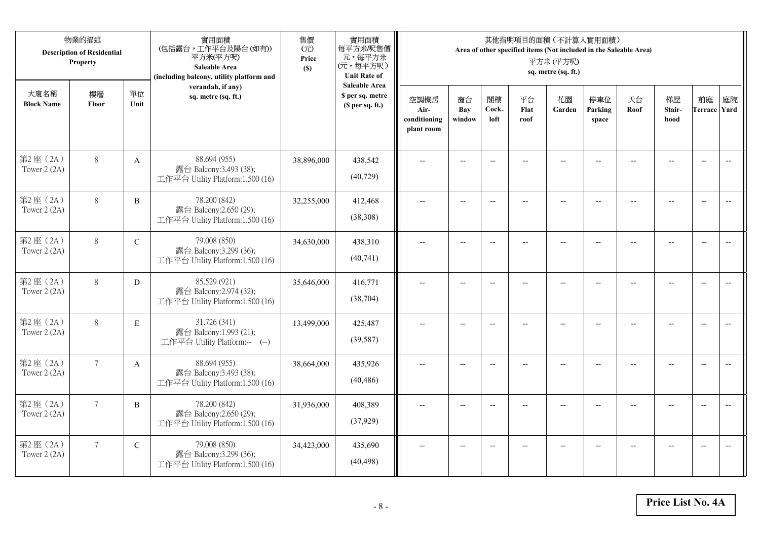| 物業的描述 Description of Residential Property | | | 實用面積 (包括露台，工作平台及陽台(如有)) 平方米(平方呎) Saleable Area (including balcony, utility platform and verandah, if any) sq. metre (sq. ft.) | 售價 (元) Price ($) | 實用面積 每平方米/呎售價 元，每平方米 (元，每平方呎) Unit Rate of Saleable Area $ per sq. metre ($ per sq. ft.) | 其他指明項目的面積（不計算入實用面積） Area of other specified items (Not included in the Saleable Area) 平方米 (平方呎) sq. metre (sq. ft.) | | | | | | | | | |
|---|---|---|---|---|---|---|---|---|---|---|---|---|---|---|---|
| 大廈名稱 Block Name | 樓層 Floor | 單位 Unit | | | | 空調機房 Air-conditioning plant room | 窗台 Bay window | 閣樓 Cock-loft | 平台 Flat roof | 花園 Garden | 停車位 Parking space | 天台 Roof | 梯屋 Stair-hood | 前庭 Terrace | 庭院 Yard |
| 第2座（2A） Tower 2 (2A) | 8 | A | 88.694 (955) 露台 Balcony:3.493 (38); 工作平台 Utility Platform:1.500 (16) | 38,896,000 | 438,542 (40,729) | -- | -- | -- | -- | -- | -- | -- | -- | -- | -- |
| 第2座（2A） Tower 2 (2A) | 8 | B | 78.200 (842) 露台 Balcony:2.650 (29); 工作平台 Utility Platform:1.500 (16) | 32,255,000 | 412,468 (38,308) | -- | -- | -- | -- | -- | -- | -- | -- | -- | -- |
| 第2座（2A） Tower 2 (2A) | 8 | C | 79.008 (850) 露台 Balcony:3.299 (36); 工作平台 Utility Platform:1.500 (16) | 34,630,000 | 438,310 (40,741) | -- | -- | -- | -- | -- | -- | -- | -- | -- | -- |
| 第2座（2A） Tower 2 (2A) | 8 | D | 85.529 (921) 露台 Balcony:2.974 (32); 工作平台 Utility Platform:1.500 (16) | 35,646,000 | 416,771 (38,704) | -- | -- | -- | -- | -- | -- | -- | -- | -- | -- |
| 第2座（2A） Tower 2 (2A) | 8 | E | 31.726 (341) 露台 Balcony:1.993 (21); 工作平台 Utility Platform:-- (--) | 13,499,000 | 425,487 (39,587) | -- | -- | -- | -- | -- | -- | -- | -- | -- | -- |
| 第2座（2A） Tower 2 (2A) | 7 | A | 88.694 (955) 露台 Balcony:3.493 (38); 工作平台 Utility Platform:1.500 (16) | 38,664,000 | 435,926 (40,486) | -- | -- | -- | -- | -- | -- | -- | -- | -- | -- |
| 第2座（2A） Tower 2 (2A) | 7 | B | 78.200 (842) 露台 Balcony:2.650 (29); 工作平台 Utility Platform:1.500 (16) | 31,936,000 | 408,389 (37,929) | -- | -- | -- | -- | -- | -- | -- | -- | -- | -- |
| 第2座（2A） Tower 2 (2A) | 7 | C | 79.008 (850) 露台 Balcony:3.299 (36); 工作平台 Utility Platform:1.500 (16) | 34,423,000 | 435,690 (40,498) | -- | -- | -- | -- | -- | -- | -- | -- | -- | -- |

**Price List No. 4A**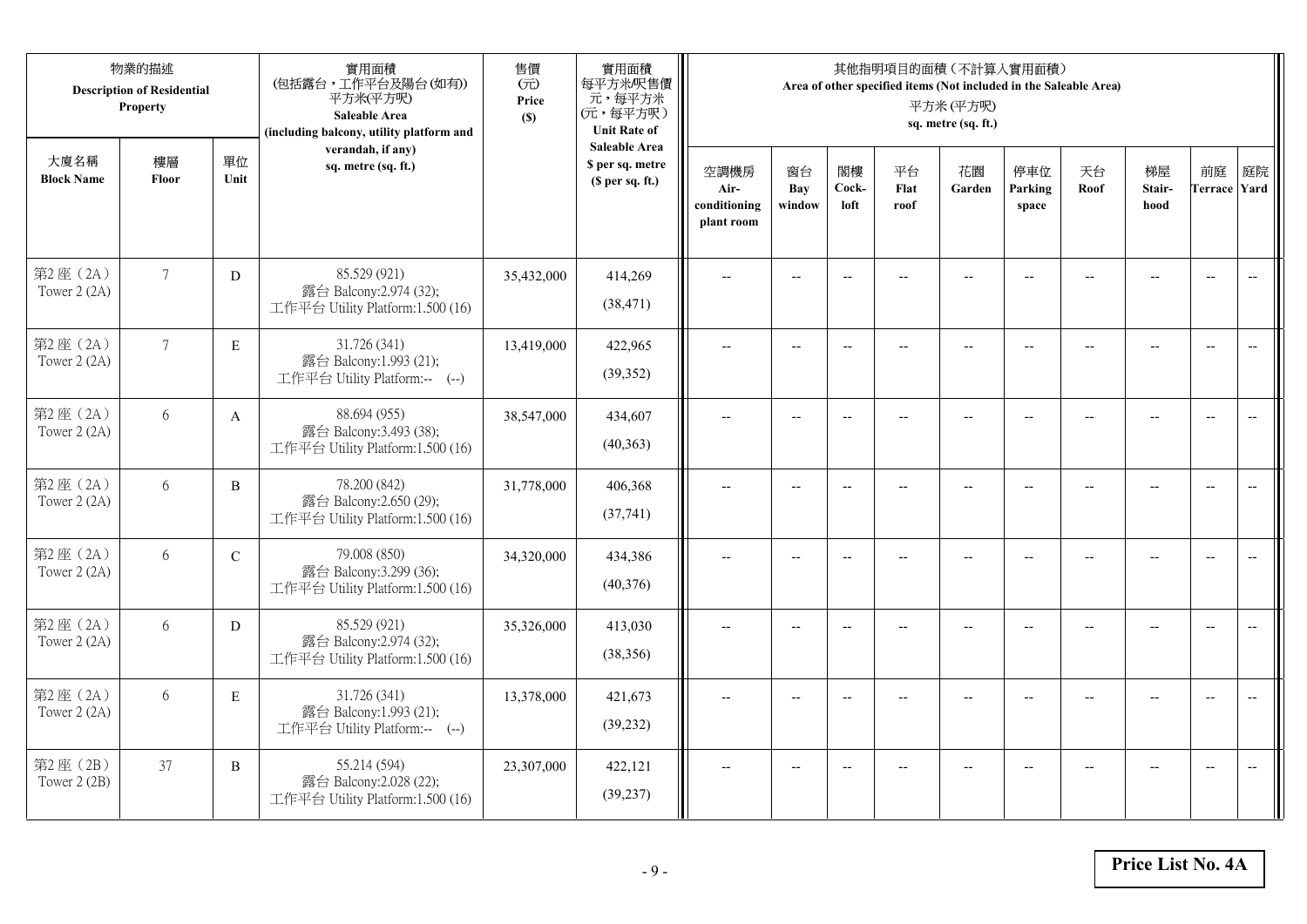| 物業的描述 Description of Residential Property | | | 實用面積 (包括露台，工作平台及陽台(如有)) 平方米(平方呎) Saleable Area (including balcony, utility platform and verandah, if any) sq. metre (sq. ft.) | 售價 (元) Price ($) | 實用面積 每平方米/呎售價 元，每平方米 (元，每平方呎) Unit Rate of Saleable Area $ per sq. metre ($ per sq. ft.) | 其他指明項目的面積（不計算入實用面積） Area of other specified items (Not included in the Saleable Area) 平方米 (平方呎) sq. metre (sq. ft.) | | | | | | | | | |
|---|---|---|---|---|---|---|---|---|---|---|---|---|---|---|---|
| 大廈名稱 Block Name | 樓層 Floor | 單位 Unit | | | | 空調機房 Air-conditioning plant room | 窗台 Bay window | 閣樓 Cock-loft | 平台 Flat roof | 花園 Garden | 停車位 Parking space | 天台 Roof | 梯屋 Stair-hood | 前庭 Terrace | 庭院 Yard |
| 第2座（2A） Tower 2 (2A) | 7 | D | 85.529 (921) 露台 Balcony:2.974 (32); 工作平台 Utility Platform:1.500 (16) | 35,432,000 | 414,269 (38,471) | -- | -- | -- | -- | -- | -- | -- | -- | -- | -- |
| 第2座（2A） Tower 2 (2A) | 7 | E | 31.726 (341) 露台 Balcony:1.993 (21); 工作平台 Utility Platform:-- (--) | 13,419,000 | 422,965 (39,352) | -- | -- | -- | -- | -- | -- | -- | -- | -- | -- |
| 第2座（2A） Tower 2 (2A) | 6 | A | 88.694 (955) 露台 Balcony:3.493 (38); 工作平台 Utility Platform:1.500 (16) | 38,547,000 | 434,607 (40,363) | -- | -- | -- | -- | -- | -- | -- | -- | -- | -- |
| 第2座（2A） Tower 2 (2A) | 6 | B | 78.200 (842) 露台 Balcony:2.650 (29); 工作平台 Utility Platform:1.500 (16) | 31,778,000 | 406,368 (37,741) | -- | -- | -- | -- | -- | -- | -- | -- | -- | -- |
| 第2座（2A） Tower 2 (2A) | 6 | C | 79.008 (850) 露台 Balcony:3.299 (36); 工作平台 Utility Platform:1.500 (16) | 34,320,000 | 434,386 (40,376) | -- | -- | -- | -- | -- | -- | -- | -- | -- | -- |
| 第2座（2A） Tower 2 (2A) | 6 | D | 85.529 (921) 露台 Balcony:2.974 (32); 工作平台 Utility Platform:1.500 (16) | 35,326,000 | 413,030 (38,356) | -- | -- | -- | -- | -- | -- | -- | -- | -- | -- |
| 第2座（2A） Tower 2 (2A) | 6 | E | 31.726 (341) 露台 Balcony:1.993 (21); 工作平台 Utility Platform:-- (--) | 13,378,000 | 421,673 (39,232) | -- | -- | -- | -- | -- | -- | -- | -- | -- | -- |
| 第2座（2B） Tower 2 (2B) | 37 | B | 55.214 (594) 露台 Balcony:2.028 (22); 工作平台 Utility Platform:1.500 (16) | 23,307,000 | 422,121 (39,237) | -- | -- | -- | -- | -- | -- | -- | -- | -- | -- |

**Price List No. 4A**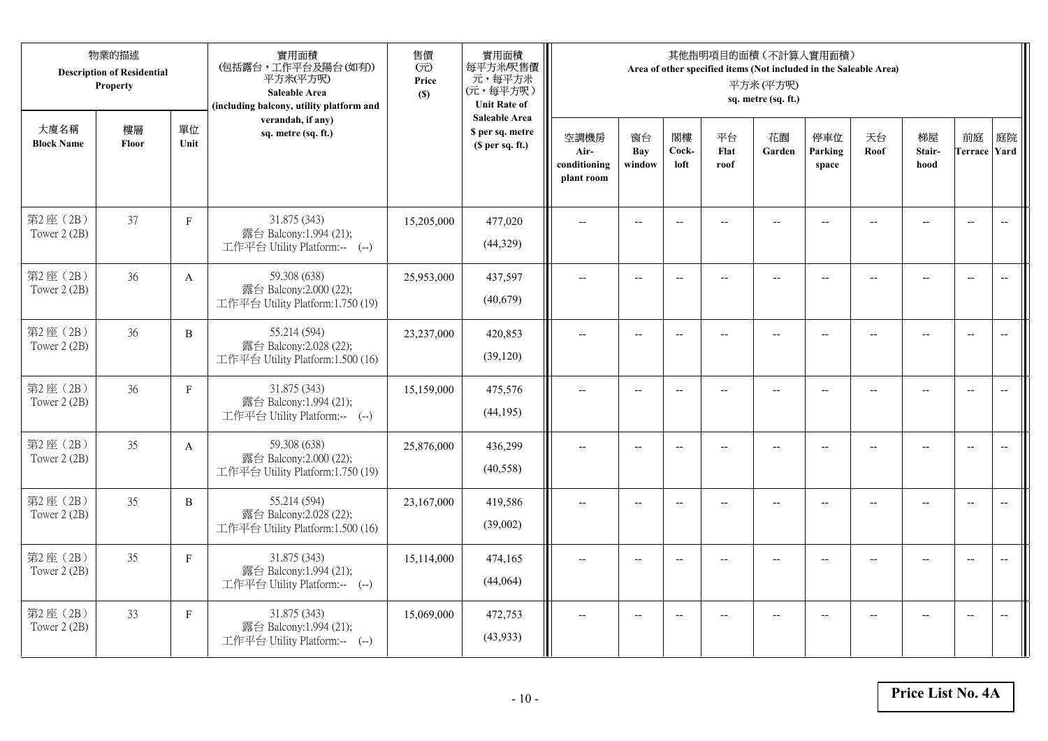| 物業的描述 Description of Residential Property | | | 實用面積 (包括露台，工作平台及陽台(如有)) 平方米(平方呎) Saleable Area (including balcony, utility platform and verandah, if any) sq. metre (sq. ft.) | 售價 (元) Price ($) | 實用面積 每平方米/呎售價 元，每平方米 (元，每平方呎) Unit Rate of Saleable Area $ per sq. metre ($ per sq. ft.) | 其他指明項目的面積（不計算入實用面積） Area of other specified items (Not included in the Saleable Area) 平方米 (平方呎) sq. metre (sq. ft.) | | | | | | | | | |
|---|---|---|---|---|---|---|---|---|---|---|---|---|---|---|---|
| 大廈名稱 Block Name | 樓層 Floor | 單位 Unit | | | | 空調機房 Air-conditioning plant room | 窗台 Bay window | 閣樓 Cock-loft | 平台 Flat roof | 花園 Garden | 停車位 Parking space | 天台 Roof | 梯屋 Stair-hood | 前庭 Terrace | 庭院 Yard |
| 第2座（2B） Tower 2 (2B) | 37 | F | 31.875 (343) 露台 Balcony:1.994 (21); 工作平台 Utility Platform:-- (--) | 15,205,000 | 477,020 (44,329) | -- | -- | -- | -- | -- | -- | -- | -- | -- | -- |
| 第2座（2B） Tower 2 (2B) | 36 | A | 59.308 (638) 露台 Balcony:2.000 (22); 工作平台 Utility Platform:1.750 (19) | 25,953,000 | 437,597 (40,679) | -- | -- | -- | -- | -- | -- | -- | -- | -- | -- |
| 第2座（2B） Tower 2 (2B) | 36 | B | 55.214 (594) 露台 Balcony:2.028 (22); 工作平台 Utility Platform:1.500 (16) | 23,237,000 | 420,853 (39,120) | -- | -- | -- | -- | -- | -- | -- | -- | -- | -- |
| 第2座（2B） Tower 2 (2B) | 36 | F | 31.875 (343) 露台 Balcony:1.994 (21); 工作平台 Utility Platform:-- (--) | 15,159,000 | 475,576 (44,195) | -- | -- | -- | -- | -- | -- | -- | -- | -- | -- |
| 第2座（2B） Tower 2 (2B) | 35 | A | 59.308 (638) 露台 Balcony:2.000 (22); 工作平台 Utility Platform:1.750 (19) | 25,876,000 | 436,299 (40,558) | -- | -- | -- | -- | -- | -- | -- | -- | -- | -- |
| 第2座（2B） Tower 2 (2B) | 35 | B | 55.214 (594) 露台 Balcony:2.028 (22); 工作平台 Utility Platform:1.500 (16) | 23,167,000 | 419,586 (39,002) | -- | -- | -- | -- | -- | -- | -- | -- | -- | -- |
| 第2座（2B） Tower 2 (2B) | 35 | F | 31.875 (343) 露台 Balcony:1.994 (21); 工作平台 Utility Platform:-- (--) | 15,114,000 | 474,165 (44,064) | -- | -- | -- | -- | -- | -- | -- | -- | -- | -- |
| 第2座（2B） Tower 2 (2B) | 33 | F | 31.875 (343) 露台 Balcony:1.994 (21); 工作平台 Utility Platform:-- (--) | 15,069,000 | 472,753 (43,933) | -- | -- | -- | -- | -- | -- | -- | -- | -- | -- |

**Price List No. 4A**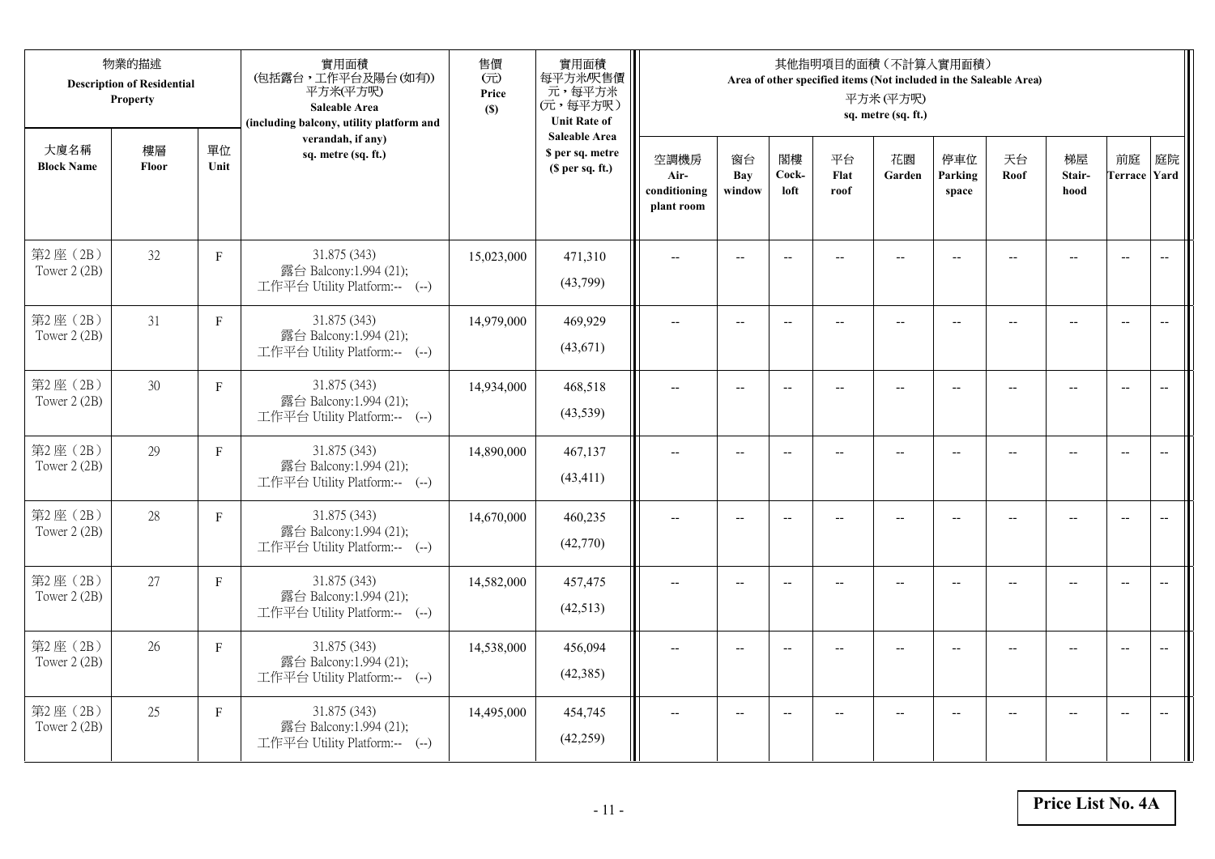| 物業的描述 Description of Residential Property | | | 實用面積 (包括露台，工作平台及陽台(如有)) 平方米(平方呎) Saleable Area (including balcony, utility platform and verandah, if any) sq. metre (sq. ft.) | 售價 (元) Price ($) | 實用面積 每平方米/呎售價 元，每平方米 (元，每平方呎) Unit Rate of Saleable Area $ per sq. metre ($ per sq. ft.) | 其他指明項目的面積（不計算入實用面積） Area of other specified items (Not included in the Saleable Area) 平方米 (平方呎) sq. metre (sq. ft.) | | | | | | | | | |
|---|---|---|---|---|---|---|---|---|---|---|---|---|---|---|---|
| 大廈名稱 Block Name | 樓層 Floor | 單位 Unit | | | | 空調機房 Air-conditioning plant room | 窗台 Bay window | 閣樓 Cock-loft | 平台 Flat roof | 花園 Garden | 停車位 Parking space | 天台 Roof | 梯屋 Stair-hood | 前庭 Terrace | 庭院 Yard |
| 第2座（2B） Tower 2 (2B) | 32 | F | 31.875 (343) 露台 Balcony:1.994 (21); 工作平台 Utility Platform:-- (--) | 15,023,000 | 471,310 (43,799) | -- | -- | -- | -- | -- | -- | -- | -- | -- | -- |
| 第2座（2B） Tower 2 (2B) | 31 | F | 31.875 (343) 露台 Balcony:1.994 (21); 工作平台 Utility Platform:-- (--) | 14,979,000 | 469,929 (43,671) | -- | -- | -- | -- | -- | -- | -- | -- | -- | -- |
| 第2座（2B） Tower 2 (2B) | 30 | F | 31.875 (343) 露台 Balcony:1.994 (21); 工作平台 Utility Platform:-- (--) | 14,934,000 | 468,518 (43,539) | -- | -- | -- | -- | -- | -- | -- | -- | -- | -- |
| 第2座（2B） Tower 2 (2B) | 29 | F | 31.875 (343) 露台 Balcony:1.994 (21); 工作平台 Utility Platform:-- (--) | 14,890,000 | 467,137 (43,411) | -- | -- | -- | -- | -- | -- | -- | -- | -- | -- |
| 第2座（2B） Tower 2 (2B) | 28 | F | 31.875 (343) 露台 Balcony:1.994 (21); 工作平台 Utility Platform:-- (--) | 14,670,000 | 460,235 (42,770) | -- | -- | -- | -- | -- | -- | -- | -- | -- | -- |
| 第2座（2B） Tower 2 (2B) | 27 | F | 31.875 (343) 露台 Balcony:1.994 (21); 工作平台 Utility Platform:-- (--) | 14,582,000 | 457,475 (42,513) | -- | -- | -- | -- | -- | -- | -- | -- | -- | -- |
| 第2座（2B） Tower 2 (2B) | 26 | F | 31.875 (343) 露台 Balcony:1.994 (21); 工作平台 Utility Platform:-- (--) | 14,538,000 | 456,094 (42,385) | -- | -- | -- | -- | -- | -- | -- | -- | -- | -- |
| 第2座（2B） Tower 2 (2B) | 25 | F | 31.875 (343) 露台 Balcony:1.994 (21); 工作平台 Utility Platform:-- (--) | 14,495,000 | 454,745 (42,259) | -- | -- | -- | -- | -- | -- | -- | -- | -- | -- |

**Price List No. 4A**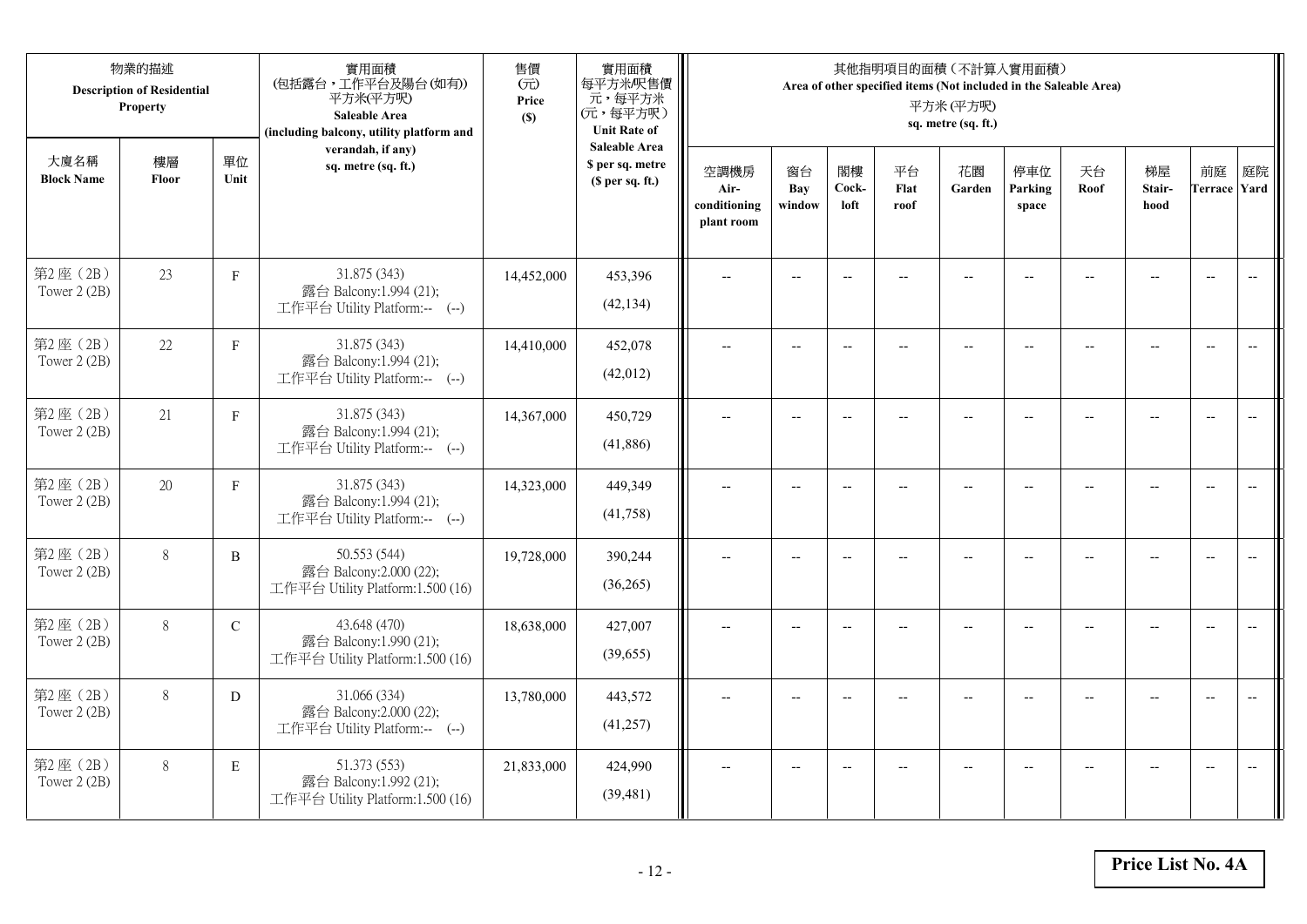| 物業的描述 Description of Residential Property | | | 實用面積 (包括露台，工作平台及陽台(如有)) 平方米(平方呎) Saleable Area (including balcony, utility platform and verandah, if any) sq. metre (sq. ft.) | 售價 (元) Price ($) | 實用面積 每平方米/呎售價 元，每平方米 (元，每平方呎) Unit Rate of Saleable Area $ per sq. metre ($ per sq. ft.) | 其他指明項目的面積（不計算入實用面積） Area of other specified items (Not included in the Saleable Area) 平方米 (平方呎) sq. metre (sq. ft.) | | | | | | | | | |
|---|---|---|---|---|---|---|---|---|---|---|---|---|---|---|---|
| 大廈名稱 Block Name | 樓層 Floor | 單位 Unit | | | | 空調機房 Air-conditioning plant room | 窗台 Bay window | 閣樓 Cock-loft | 平台 Flat roof | 花園 Garden | 停車位 Parking space | 天台 Roof | 梯屋 Stair-hood | 前庭 Terrace | 庭院 Yard |
| 第2座（2B） Tower 2 (2B) | 23 | F | 31.875 (343) 露台 Balcony:1.994 (21); 工作平台 Utility Platform:-- (--) | 14,452,000 | 453,396 (42,134) | -- | -- | -- | -- | -- | -- | -- | -- | -- | -- |
| 第2座（2B） Tower 2 (2B) | 22 | F | 31.875 (343) 露台 Balcony:1.994 (21); 工作平台 Utility Platform:-- (--) | 14,410,000 | 452,078 (42,012) | -- | -- | -- | -- | -- | -- | -- | -- | -- | -- |
| 第2座（2B） Tower 2 (2B) | 21 | F | 31.875 (343) 露台 Balcony:1.994 (21); 工作平台 Utility Platform:-- (--) | 14,367,000 | 450,729 (41,886) | -- | -- | -- | -- | -- | -- | -- | -- | -- | -- |
| 第2座（2B） Tower 2 (2B) | 20 | F | 31.875 (343) 露台 Balcony:1.994 (21); 工作平台 Utility Platform:-- (--) | 14,323,000 | 449,349 (41,758) | -- | -- | -- | -- | -- | -- | -- | -- | -- | -- |
| 第2座（2B） Tower 2 (2B) | 8 | B | 50.553 (544) 露台 Balcony:2.000 (22); 工作平台 Utility Platform:1.500 (16) | 19,728,000 | 390,244 (36,265) | -- | -- | -- | -- | -- | -- | -- | -- | -- | -- |
| 第2座（2B） Tower 2 (2B) | 8 | C | 43.648 (470) 露台 Balcony:1.990 (21); 工作平台 Utility Platform:1.500 (16) | 18,638,000 | 427,007 (39,655) | -- | -- | -- | -- | -- | -- | -- | -- | -- | -- |
| 第2座（2B） Tower 2 (2B) | 8 | D | 31.066 (334) 露台 Balcony:2.000 (22); 工作平台 Utility Platform:-- (--) | 13,780,000 | 443,572 (41,257) | -- | -- | -- | -- | -- | -- | -- | -- | -- | -- |
| 第2座（2B） Tower 2 (2B) | 8 | E | 51.373 (553) 露台 Balcony:1.992 (21); 工作平台 Utility Platform:1.500 (16) | 21,833,000 | 424,990 (39,481) | -- | -- | -- | -- | -- | -- | -- | -- | -- | -- |

**Price List No. 4A**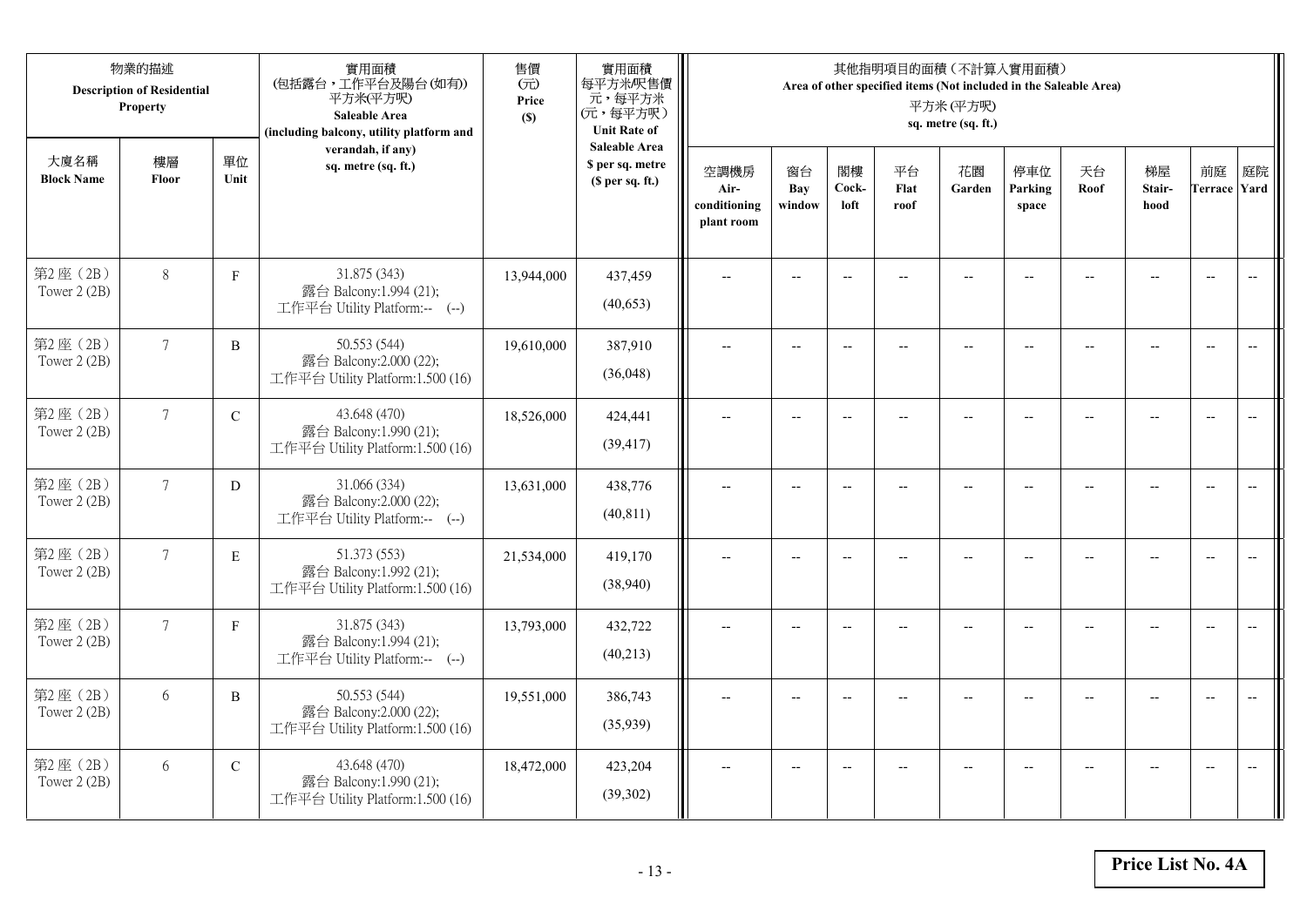| 物業的描述 Description of Residential Property | | | 實用面積 (包括露台，工作平台及陽台(如有)) 平方米(平方呎) Saleable Area (including balcony, utility platform and verandah, if any) sq. metre (sq. ft.) | 售價 (元) Price ($) | 實用面積 每平方米/呎售價 元，每平方米 (元，每平方呎) Unit Rate of Saleable Area $ per sq. metre ($ per sq. ft.) | 其他指明項目的面積（不計算入實用面積） Area of other specified items (Not included in the Saleable Area) 平方米 (平方呎) sq. metre (sq. ft.) | | | | | | | | | |
|---|---|---|---|---|---|---|---|---|---|---|---|---|---|---|---|
| 大廈名稱 Block Name | 樓層 Floor | 單位 Unit | | | | 空調機房 Air-conditioning plant room | 窗台 Bay window | 閣樓 Cock-loft | 平台 Flat roof | 花園 Garden | 停車位 Parking space | 天台 Roof | 梯屋 Stair-hood | 前庭 Terrace | 庭院 Yard |
| 第2座（2B） Tower 2 (2B) | 8 | F | 31.875 (343) 露台 Balcony:1.994 (21); 工作平台 Utility Platform:-- (--) | 13,944,000 | 437,459 (40,653) | -- | -- | -- | -- | -- | -- | -- | -- | -- | -- |
| 第2座（2B） Tower 2 (2B) | 7 | B | 50.553 (544) 露台 Balcony:2.000 (22); 工作平台 Utility Platform:1.500 (16) | 19,610,000 | 387,910 (36,048) | -- | -- | -- | -- | -- | -- | -- | -- | -- | -- |
| 第2座（2B） Tower 2 (2B) | 7 | C | 43.648 (470) 露台 Balcony:1.990 (21); 工作平台 Utility Platform:1.500 (16) | 18,526,000 | 424,441 (39,417) | -- | -- | -- | -- | -- | -- | -- | -- | -- | -- |
| 第2座（2B） Tower 2 (2B) | 7 | D | 31.066 (334) 露台 Balcony:2.000 (22); 工作平台 Utility Platform:-- (--) | 13,631,000 | 438,776 (40,811) | -- | -- | -- | -- | -- | -- | -- | -- | -- | -- |
| 第2座（2B） Tower 2 (2B) | 7 | E | 51.373 (553) 露台 Balcony:1.992 (21); 工作平台 Utility Platform:1.500 (16) | 21,534,000 | 419,170 (38,940) | -- | -- | -- | -- | -- | -- | -- | -- | -- | -- |
| 第2座（2B） Tower 2 (2B) | 7 | F | 31.875 (343) 露台 Balcony:1.994 (21); 工作平台 Utility Platform:-- (--) | 13,793,000 | 432,722 (40,213) | -- | -- | -- | -- | -- | -- | -- | -- | -- | -- |
| 第2座（2B） Tower 2 (2B) | 6 | B | 50.553 (544) 露台 Balcony:2.000 (22); 工作平台 Utility Platform:1.500 (16) | 19,551,000 | 386,743 (35,939) | -- | -- | -- | -- | -- | -- | -- | -- | -- | -- |
| 第2座（2B） Tower 2 (2B) | 6 | C | 43.648 (470) 露台 Balcony:1.990 (21); 工作平台 Utility Platform:1.500 (16) | 18,472,000 | 423,204 (39,302) | -- | -- | -- | -- | -- | -- | -- | -- | -- | -- |

**Price List No. 4A**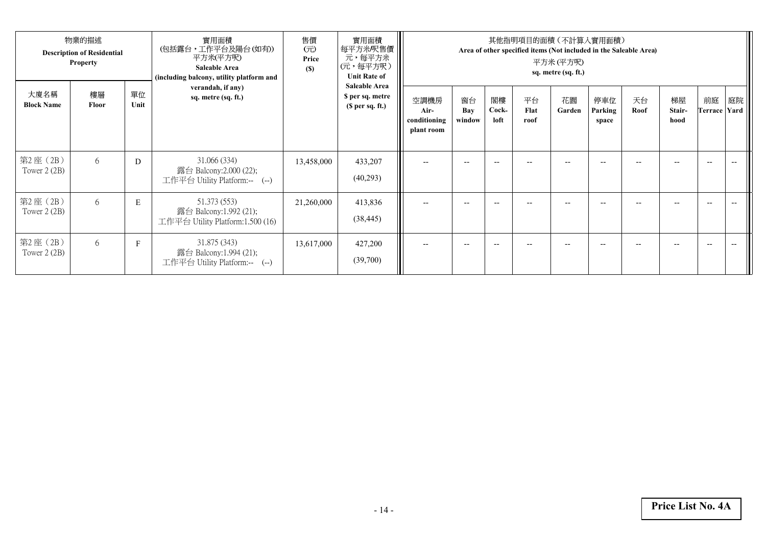| 物業的描述 Description of Residential Property | | | 實用面積 (包括露台，工作平台及陽台(如有)) 平方米(平方呎) Saleable Area (including balcony, utility platform and verandah, if any) sq. metre (sq. ft.) | 售價 (元) Price ($) | 實用面積 每平方米/呎售價 元，每平方米 (元，每平方呎) Unit Rate of Saleable Area $ per sq. metre ($ per sq. ft.) | 其他指明項目的面積（不計算入實用面積） Area of other specified items (Not included in the Saleable Area) 平方米 (平方呎) sq. metre (sq. ft.) | | | | | | | | | |
|---|---|---|---|---|---|---|---|---|---|---|---|---|---|---|---|
| 大廈名稱 Block Name | 樓層 Floor | 單位 Unit | | | | 空調機房 Air-conditioning plant room | 窗台 Bay window | 閣樓 Cock-loft | 平台 Flat roof | 花園 Garden | 停車位 Parking space | 天台 Roof | 梯屋 Stair-hood | 前庭 Terrace | 庭院 Yard |
| 第2 座（2B） Tower 2 (2B) | 6 | D | 31.066 (334) 露台 Balcony:2.000 (22); 工作平台 Utility Platform:-- (--) | 13,458,000 | 433,207 (40,293) | -- | -- | -- | -- | -- | -- | -- | -- | -- | -- |
| 第2 座（2B） Tower 2 (2B) | 6 | E | 51.373 (553) 露台 Balcony:1.992 (21); 工作平台 Utility Platform:1.500 (16) | 21,260,000 | 413,836 (38,445) | -- | -- | -- | -- | -- | -- | -- | -- | -- | -- |
| 第2 座（2B） Tower 2 (2B) | 6 | F | 31.875 (343) 露台 Balcony:1.994 (21); 工作平台 Utility Platform:-- (--) | 13,617,000 | 427,200 (39,700) | -- | -- | -- | -- | -- | -- | -- | -- | -- | -- |

**Price List No. 4A**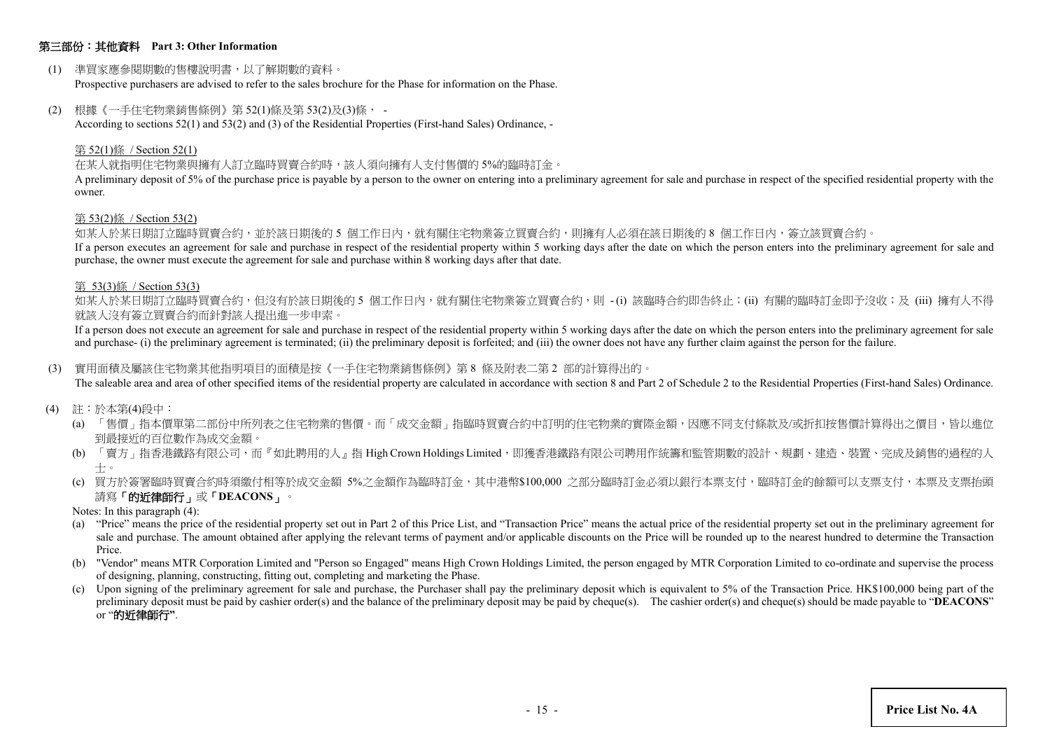## 第三部份：其他資料 Part 3: Other Information

(1) 準買家應參閱期數的售樓說明書，以了解期數的資料。
Prospective purchasers are advised to refer to the sales brochure for the Phase for information on the Phase.

(2) 根據《一手住宅物業銷售條例》第 52(1)條及第 53(2)及(3)條， -
According to sections 52(1) and 53(2) and (3) of the Residential Properties (First-hand Sales) Ordinance, -

第 52(1)條 / Section 52(1)

在某人就指明住宅物業與擁有人訂立臨時買賣合約時，該人須向擁有人支付售價的 5%的臨時訂金。

A preliminary deposit of 5% of the purchase price is payable by a person to the owner on entering into a preliminary agreement for sale and purchase in respect of the specified residential property with the owner.

第 53(2)條 / Section 53(2)

如某人於某日期訂立臨時買賣合約，並於該日期後的 5 個工作日內，就有關住宅物業簽立買賣合約，則擁有人必須在該日期後的 8 個工作日內，簽立該買賣合約。

If a person executes an agreement for sale and purchase in respect of the residential property within 5 working days after the date on which the person enters into the preliminary agreement for sale and purchase, the owner must execute the agreement for sale and purchase within 8 working days after that date.

第 53(3)條 / Section 53(3)

如某人於某日期訂立臨時買賣合約，但沒有於該日期後的 5 個工作日內，就有關住宅物業簽立買賣合約，則 - (i) 該臨時合約即告終止；(ii) 有關的臨時訂金即予沒收；及 (iii) 擁有人不得就該人沒有簽立買賣合約而針對該人提出進一步申索。

If a person does not execute an agreement for sale and purchase in respect of the residential property within 5 working days after the date on which the person enters into the preliminary agreement for sale and purchase- (i) the preliminary agreement is terminated; (ii) the preliminary deposit is forfeited; and (iii) the owner does not have any further claim against the person for the failure.

(3) 實用面積及屬該住宅物業其他指明項目的面積是按《一手住宅物業銷售條例》第 8 條及附表二第 2 部的計算得出的。
The saleable area and area of other specified items of the residential property are calculated in accordance with section 8 and Part 2 of Schedule 2 to the Residential Properties (First-hand Sales) Ordinance.

(4) 註：於本第(4)段中：

(a) 「售價」指本價單第二部份中所列表之住宅物業的售價。而「成交金額」指臨時買賣合約中訂明的住宅物業的實際金額，因應不同支付條款及/或折扣按售價計算得出之價目，皆以進位到最接近的百位數作為成交金額。

(b) 「賣方」指香港鐵路有限公司，而『如此聘用的人』指 High Crown Holdings Limited，即獲香港鐵路有限公司聘用作統籌和監管期數的設計、規劃、建造、裝置、完成及銷售的過程的人士。

(c) 買方於簽署臨時買賣合約時須繳付相等於成交金額 5%之金額作為臨時訂金，其中港幣$100,000 之部分臨時訂金必須以銀行本票支付，臨時訂金的餘額可以支票支付，本票及支票抬頭請寫**「的近律師行」**或**「DEACONS」**。

Notes: In this paragraph (4):

(a) "Price" means the price of the residential property set out in Part 2 of this Price List, and "Transaction Price" means the actual price of the residential property set out in the preliminary agreement for sale and purchase. The amount obtained after applying the relevant terms of payment and/or applicable discounts on the Price will be rounded up to the nearest hundred to determine the Transaction Price.

(b) "Vendor" means MTR Corporation Limited and "Person so Engaged" means High Crown Holdings Limited, the person engaged by MTR Corporation Limited to co-ordinate and supervise the process of designing, planning, constructing, fitting out, completing and marketing the Phase.

(c) Upon signing of the preliminary agreement for sale and purchase, the Purchaser shall pay the preliminary deposit which is equivalent to 5% of the Transaction Price. HK$100,000 being part of the preliminary deposit must be paid by cashier order(s) and the balance of the preliminary deposit may be paid by cheque(s). The cashier order(s) and cheque(s) should be made payable to "**DEACONS**" or "**的近律師行**".

**Price List No. 4A**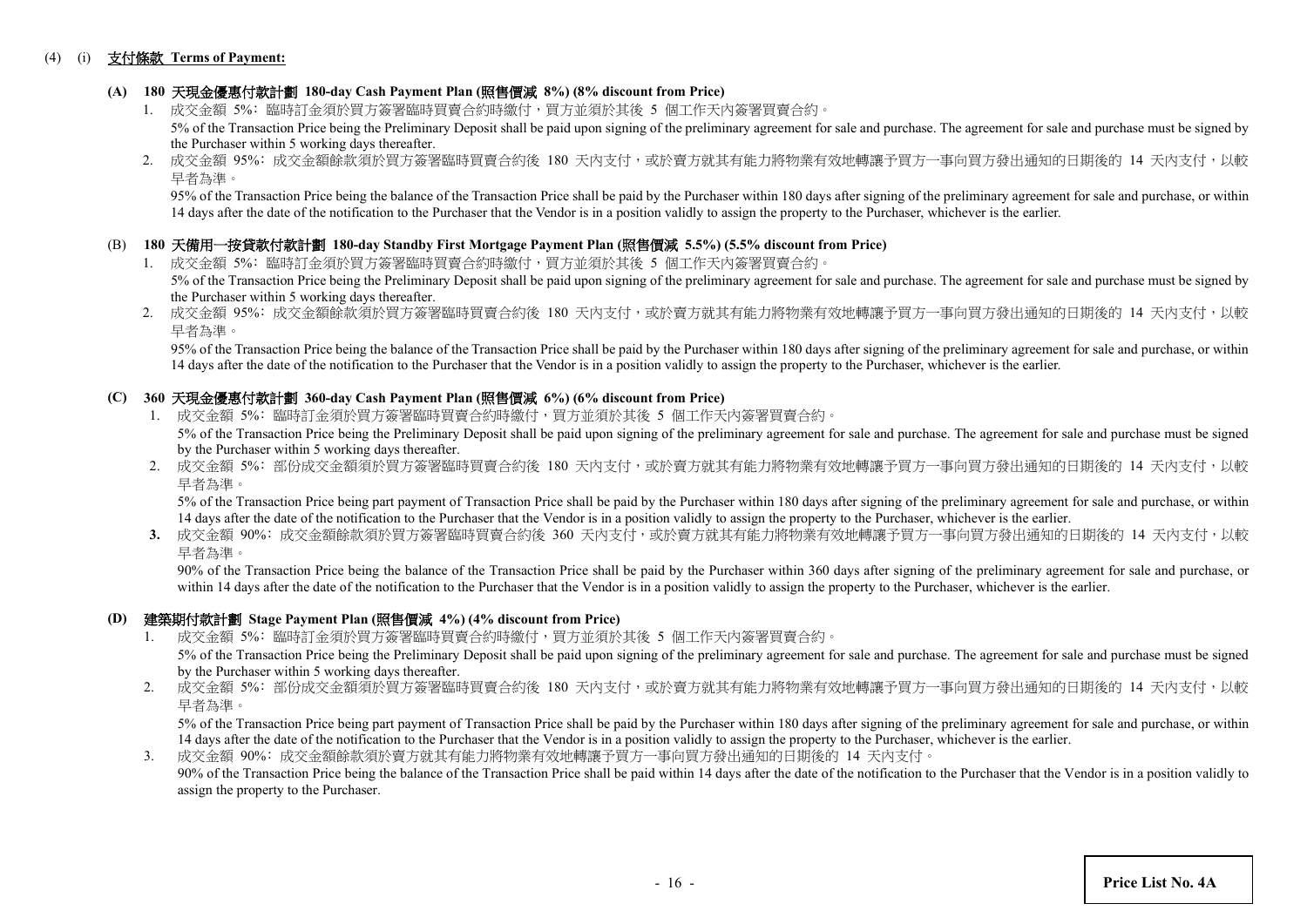(4) (i) **支付條款 Terms of Payment:**

**(A) 180 天現金優惠付款計劃 180-day Cash Payment Plan (照售價減 8%) (8% discount from Price)**

1. 成交金額 5%：臨時訂金須於買方簽署臨時買賣合約時繳付，買方並須於其後 5 個工作天內簽署買賣合約。

   5% of the Transaction Price being the Preliminary Deposit shall be paid upon signing of the preliminary agreement for sale and purchase. The agreement for sale and purchase must be signed by the Purchaser within 5 working days thereafter.

2. 成交金額 95%：成交金額餘款須於買方簽署臨時買賣合約後 180 天內支付，或於賣方就其有能力將物業有效地轉讓予買方一事向買方發出通知的日期後的 14 天內支付，以較早者為準。

   95% of the Transaction Price being the balance of the Transaction Price shall be paid by the Purchaser within 180 days after signing of the preliminary agreement for sale and purchase, or within 14 days after the date of the notification to the Purchaser that the Vendor is in a position validly to assign the property to the Purchaser, whichever is the earlier.

**(B) 180 天備用一按貸款付款計劃 180-day Standby First Mortgage Payment Plan (照售價減 5.5%) (5.5% discount from Price)**

1. 成交金額 5%：臨時訂金須於買方簽署臨時買賣合約時繳付，買方並須於其後 5 個工作天內簽署買賣合約。

   5% of the Transaction Price being the Preliminary Deposit shall be paid upon signing of the preliminary agreement for sale and purchase. The agreement for sale and purchase must be signed by the Purchaser within 5 working days thereafter.

2. 成交金額 95%：成交金額餘款須於買方簽署臨時買賣合約後 180 天內支付，或於賣方就其有能力將物業有效地轉讓予買方一事向買方發出通知的日期後的 14 天內支付，以較早者為準。

   95% of the Transaction Price being the balance of the Transaction Price shall be paid by the Purchaser within 180 days after signing of the preliminary agreement for sale and purchase, or within 14 days after the date of the notification to the Purchaser that the Vendor is in a position validly to assign the property to the Purchaser, whichever is the earlier.

**(C) 360 天現金優惠付款計劃 360-day Cash Payment Plan (照售價減 6%) (6% discount from Price)**

1. 成交金額 5%：臨時訂金須於買方簽署臨時買賣合約時繳付，買方並須於其後 5 個工作天內簽署買賣合約。

   5% of the Transaction Price being the Preliminary Deposit shall be paid upon signing of the preliminary agreement for sale and purchase. The agreement for sale and purchase must be signed by the Purchaser within 5 working days thereafter.

2. 成交金額 5%：部份成交金額須於買方簽署臨時買賣合約後 180 天內支付，或於賣方就其有能力將物業有效地轉讓予買方一事向買方發出通知的日期後的 14 天內支付，以較早者為準。

   5% of the Transaction Price being part payment of Transaction Price shall be paid by the Purchaser within 180 days after signing of the preliminary agreement for sale and purchase, or within 14 days after the date of the notification to the Purchaser that the Vendor is in a position validly to assign the property to the Purchaser, whichever is the earlier.

3. 成交金額 90%：成交金額餘款須於買方簽署臨時買賣合約後 360 天內支付，或於賣方就其有能力將物業有效地轉讓予買方一事向買方發出通知的日期後的 14 天內支付，以較早者為準。

   90% of the Transaction Price being the balance of the Transaction Price shall be paid by the Purchaser within 360 days after signing of the preliminary agreement for sale and purchase, or within 14 days after the date of the notification to the Purchaser that the Vendor is in a position validly to assign the property to the Purchaser, whichever is the earlier.

**(D) 建築期付款計劃 Stage Payment Plan (照售價減 4%) (4% discount from Price)**

1. 成交金額 5%：臨時訂金須於買方簽署臨時買賣合約時繳付，買方並須於其後 5 個工作天內簽署買賣合約。

   5% of the Transaction Price being the Preliminary Deposit shall be paid upon signing of the preliminary agreement for sale and purchase. The agreement for sale and purchase must be signed by the Purchaser within 5 working days thereafter.

2. 成交金額 5%：部份成交金額須於買方簽署臨時買賣合約後 180 天內支付，或於賣方就其有能力將物業有效地轉讓予買方一事向買方發出通知的日期後的 14 天內支付，以較早者為準。

   5% of the Transaction Price being part payment of Transaction Price shall be paid by the Purchaser within 180 days after signing of the preliminary agreement for sale and purchase, or within 14 days after the date of the notification to the Purchaser that the Vendor is in a position validly to assign the property to the Purchaser, whichever is the earlier.

3. 成交金額 90%：成交金額餘款須於賣方就其有能力將物業有效地轉讓予買方一事向買方發出通知的日期後的 14 天內支付。

   90% of the Transaction Price being the balance of the Transaction Price shall be paid within 14 days after the date of the notification to the Purchaser that the Vendor is in a position validly to assign the property to the Purchaser.

**Price List No. 4A**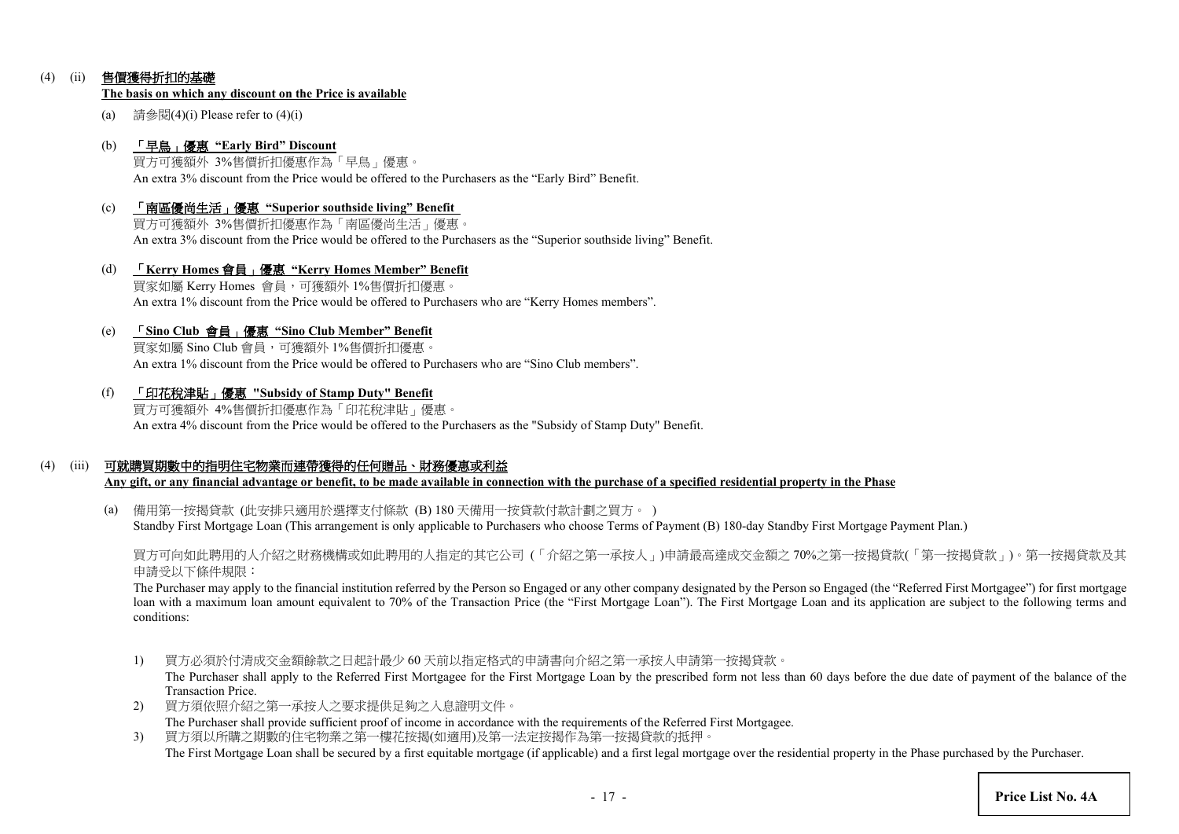(4) (ii) **售價獲得折扣的基礎**
**The basis on which any discount on the Price is available**

(a) 請參閱(4)(i) Please refer to (4)(i)

(b) **「早鳥」優惠 "Early Bird" Discount**
買方可獲額外 3%售價折扣優惠作為「早鳥」優惠。
An extra 3% discount from the Price would be offered to the Purchasers as the "Early Bird" Benefit.

(c) **「南區優尚生活」優惠 "Superior southside living" Benefit**
買方可獲額外 3%售價折扣優惠作為「南區優尚生活」優惠。
An extra 3% discount from the Price would be offered to the Purchasers as the "Superior southside living" Benefit.

(d) **「Kerry Homes 會員」優惠 "Kerry Homes Member" Benefit**
買家如屬 Kerry Homes 會員，可獲額外 1%售價折扣優惠。
An extra 1% discount from the Price would be offered to Purchasers who are "Kerry Homes members".

(e) **「Sino Club 會員」優惠 "Sino Club Member" Benefit**
買家如屬 Sino Club 會員，可獲額外 1%售價折扣優惠。
An extra 1% discount from the Price would be offered to Purchasers who are "Sino Club members".

(f) **「印花稅津貼」優惠 "Subsidy of Stamp Duty" Benefit**
買方可獲額外 4%售價折扣優惠作為「印花稅津貼」優惠。
An extra 4% discount from the Price would be offered to the Purchasers as the "Subsidy of Stamp Duty" Benefit.

(4) (iii) **可就購買期數中的指明住宅物業而連帶獲得的任何贈品、財務優惠或利益**
**Any gift, or any financial advantage or benefit, to be made available in connection with the purchase of a specified residential property in the Phase**

(a) 備用第一按揭貸款 (此安排只適用於選擇支付條款 (B) 180 天備用一按貸款付款計劃之買方。)
Standby First Mortgage Loan (This arrangement is only applicable to Purchasers who choose Terms of Payment (B) 180-day Standby First Mortgage Payment Plan.)

買方可向如此聘用的人介紹之財務機構或如此聘用的人指定的其它公司 (「介紹之第一承按人」)申請最高達成交金額之 70%之第一按揭貸款(「第一按揭貸款」)。第一按揭貸款及其申請受以下條件規限：
The Purchaser may apply to the financial institution referred by the Person so Engaged or any other company designated by the Person so Engaged (the "Referred First Mortgagee") for first mortgage loan with a maximum loan amount equivalent to 70% of the Transaction Price (the "First Mortgage Loan"). The First Mortgage Loan and its application are subject to the following terms and conditions:

1) 買方必須於付清成交金額餘款之日起計最少 60 天前以指定格式的申請書向介紹之第一承按人申請第一按揭貸款。
The Purchaser shall apply to the Referred First Mortgagee for the First Mortgage Loan by the prescribed form not less than 60 days before the due date of payment of the balance of the Transaction Price.
2) 買方須依照介紹之第一承按人之要求提供足夠之入息證明文件。
The Purchaser shall provide sufficient proof of income in accordance with the requirements of the Referred First Mortgagee.
3) 買方須以所購之期數的住宅物業之第一樓花按揭(如適用)及第一法定按揭作為第一按揭貸款的抵押。
The First Mortgage Loan shall be secured by a first equitable mortgage (if applicable) and a first legal mortgage over the residential property in the Phase purchased by the Purchaser.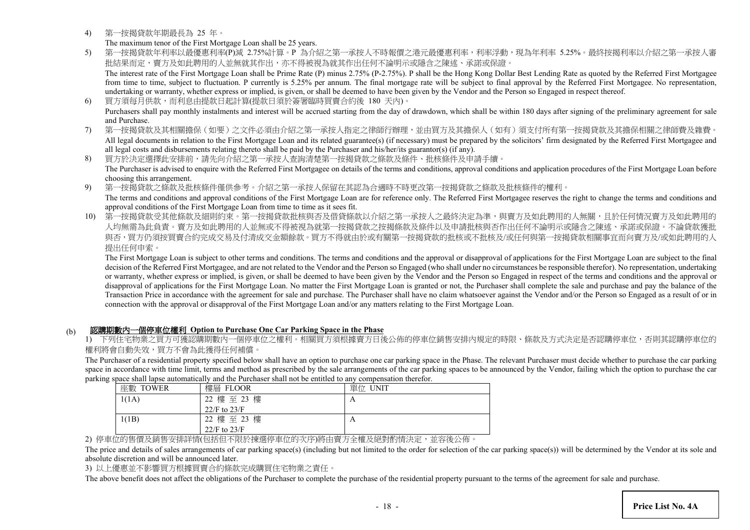4) 第一按揭貸款年期最長為 25 年。

The maximum tenor of the First Mortgage Loan shall be 25 years.

5) 第一按揭貸款年利率以最優惠利率(P)減 2.75%計算。P 為介紹之第一承按人不時報價之港元最優惠利率，利率浮動，現為年利率 5.25%。最終按揭利率以介紹之第一承按人審批結果而定，賣方及如此聘用的人並無就其作出，亦不得被視為就其作出任何不論明示或隱含之陳述、承諾或保證。

The interest rate of the First Mortgage Loan shall be Prime Rate (P) minus 2.75% (P-2.75%). P shall be the Hong Kong Dollar Best Lending Rate as quoted by the Referred First Mortgagee from time to time, subject to fluctuation. P currently is 5.25% per annum. The final mortgage rate will be subject to final approval by the Referred First Mortgagee. No representation, undertaking or warranty, whether express or implied, is given, or shall be deemed to have been given by the Vendor and the Person so Engaged in respect thereof.

6) 買方須每月供款，而利息由提款日起計算(提款日須於簽署臨時買賣合約後 180 天內)。

Purchasers shall pay monthly instalments and interest will be accrued starting from the day of drawdown, which shall be within 180 days after signing of the preliminary agreement for sale and Purchase.

7) 第一按揭貸款及其相關擔保（如要）之文件必須由介紹之第一承按人指定之律師行辦理，並由買方及其擔保人（如有）須支付所有第一按揭貸款及其擔保相關之律師費及雜費。

All legal documents in relation to the First Mortgage Loan and its related guarantee(s) (if necessary) must be prepared by the solicitors' firm designated by the Referred First Mortgagee and all legal costs and disbursements relating thereto shall be paid by the Purchaser and his/her/its guarantor(s) (if any).

8) 買方於決定選擇此安排前，請先向介紹之第一承按人查詢清楚第一按揭貸款之條款及條件、批核條件及申請手續。

The Purchaser is advised to enquire with the Referred First Mortgagee on details of the terms and conditions, approval conditions and application procedures of the First Mortgage Loan before choosing this arrangement.

9) 第一按揭貸款之條款及批核條件僅供參考。介紹之第一承按人保留在其認為合適時不時更改第一按揭貸款之條款及批核條件的權利。

The terms and conditions and approval conditions of the First Mortgage Loan are for reference only. The Referred First Mortgagee reserves the right to change the terms and conditions and approval conditions of the First Mortgage Loan from time to time as it sees fit.

10) 第一按揭貸款受其他條款及細則約束。第一按揭貸款批核與否及借貸條款以介紹之第一承按人之最終決定為準，與賣方及如此聘用的人無關，且於任何情況賣方及如此聘用的人均無需為此負責。賣方及如此聘用的人並無或不得被視為就第一按揭貸款之按揭條款及條件以及申請批核與否作出任何不論明示或隱含之陳述、承諾或保證。不論貸款獲批與否，買方仍須按買賣合約完成交易及付清成交金額餘款。買方不得就由於或有關第一按揭貸款的批核或不批核及/或任何與第一按揭貸款相關事宜而向賣方及/或如此聘用的人提出任何申索。

The First Mortgage Loan is subject to other terms and conditions. The terms and conditions and the approval or disapproval of applications for the First Mortgage Loan are subject to the final decision of the Referred First Mortgagee, and are not related to the Vendor and the Person so Engaged (who shall under no circumstances be responsible therefor). No representation, undertaking or warranty, whether express or implied, is given, or shall be deemed to have been given by the Vendor and the Person so Engaged in respect of the terms and conditions and the approval or disapproval of applications for the First Mortgage Loan. No matter the First Mortgage Loan is granted or not, the Purchaser shall complete the sale and purchase and pay the balance of the Transaction Price in accordance with the agreement for sale and purchase. The Purchaser shall have no claim whatsoever against the Vendor and/or the Person so Engaged as a result of or in connection with the approval or disapproval of the First Mortgage Loan and/or any matters relating to the First Mortgage Loan.

(b) **認購期數內一個停車位權利 Option to Purchase One Car Parking Space in the Phase**

1) 下列住宅物業之買方可獲認購期數內一個停車位之權利。相關買方須根據賣方日後公佈的停車位銷售安排內規定的時限、條款及方式決定是否認購停車位，否則其認購停車位的權利將會自動失效，買方不會為此獲得任何補償。

The Purchaser of a residential property specified below shall have an option to purchase one car parking space in the Phase. The relevant Purchaser must decide whether to purchase the car parking space in accordance with time limit, terms and method as prescribed by the sale arrangements of the car parking spaces to be announced by the Vendor, failing which the option to purchase the car parking space shall lapse automatically and the Purchaser shall not be entitled to any compensation therefor.

| 座數 TOWER | 樓層 FLOOR | 單位 UNIT |
|---|---|---|
| 1(1A) | 22 樓 至 23 樓<br>22/F to 23/F | A |
| 1(1B) | 22 樓 至 23 樓<br>22/F to 23/F | A |

2) 停車位的售價及銷售安排詳情(包括但不限於揀選停車位的次序)將由賣方全權及絕對酌情決定，並容後公佈。

The price and details of sales arrangements of car parking space(s) (including but not limited to the order for selection of the car parking space(s)) will be determined by the Vendor at its sole and absolute discretion and will be announced later.

3) 以上優惠並不影響買方根據買賣合約條款完成購買住宅物業之責任。

The above benefit does not affect the obligations of the Purchaser to complete the purchase of the residential property pursuant to the terms of the agreement for sale and purchase.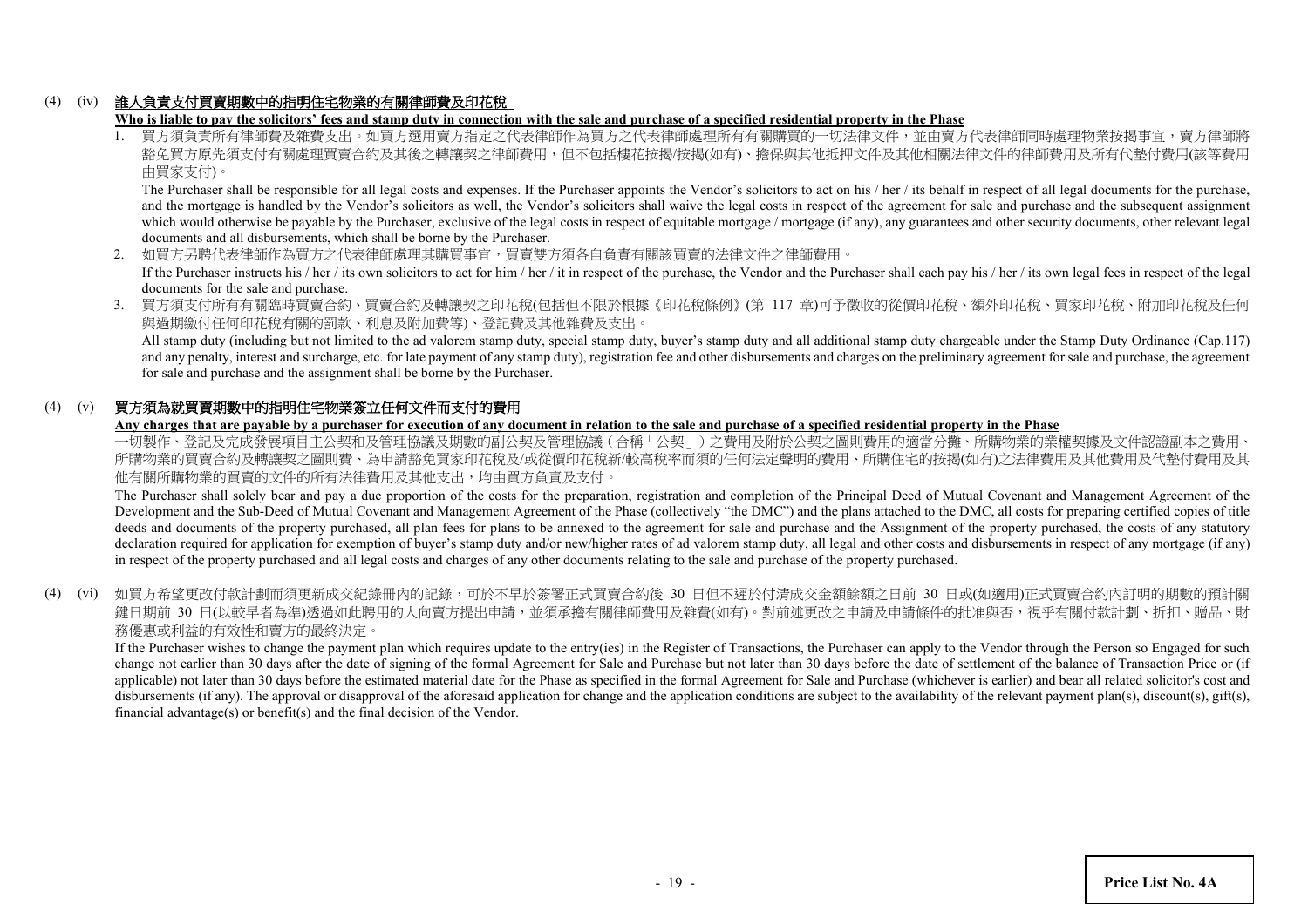(4) (iv) **<u>誰人負責支付買賣期數中的指明住宅物業的有關律師費及印花稅</u>**

**<u>Who is liable to pay the solicitors' fees and stamp duty in connection with the sale and purchase of a specified residential property in the Phase</u>**

1. 買方須負責所有律師費及雜費支出。如買方選用賣方指定之代表律師作為買方之代表律師處理所有有關購買的一切法律文件，並由賣方代表律師同時處理物業按揭事宜，賣方律師將豁免買方原先須支付有關處理買賣合約及其後之轉讓契之律師費用，但不包括樓花按揭/按揭(如有)、擔保與其他抵押文件及其他相關法律文件的律師費用及所有代墊付費用(該等費用由買家支付)。

   The Purchaser shall be responsible for all legal costs and expenses. If the Purchaser appoints the Vendor's solicitors to act on his / her / its behalf in respect of all legal documents for the purchase, and the mortgage is handled by the Vendor's solicitors as well, the Vendor's solicitors shall waive the legal costs in respect of the agreement for sale and purchase and the subsequent assignment which would otherwise be payable by the Purchaser, exclusive of the legal costs in respect of equitable mortgage / mortgage (if any), any guarantees and other security documents, other relevant legal documents and all disbursements, which shall be borne by the Purchaser.

2. 如買方另聘代表律師作為買方之代表律師處理其購買事宜，買賣雙方須各自負責有關該買賣的法律文件之律師費用。

   If the Purchaser instructs his / her / its own solicitors to act for him / her / it in respect of the purchase, the Vendor and the Purchaser shall each pay his / her / its own legal fees in respect of the legal documents for the sale and purchase.

3. 買方須支付所有有關臨時買賣合約、買賣合約及轉讓契之印花稅(包括但不限於根據《印花稅條例》(第 117 章)可予徵收的從價印花稅、額外印花稅、買家印花稅、附加印花稅及任何與過期繳付任何印花稅有關的罰款、利息及附加費等)、登記費及其他雜費及支出。

   All stamp duty (including but not limited to the ad valorem stamp duty, special stamp duty, buyer's stamp duty and all additional stamp duty chargeable under the Stamp Duty Ordinance (Cap.117) and any penalty, interest and surcharge, etc. for late payment of any stamp duty), registration fee and other disbursements and charges on the preliminary agreement for sale and purchase, the agreement for sale and purchase and the assignment shall be borne by the Purchaser.

(4) (v) **<u>買方須為就買賣期數中的指明住宅物業簽立任何文件而支付的費用</u>**

**<u>Any charges that are payable by a purchaser for execution of any document in relation to the sale and purchase of a specified residential property in the Phase</u>**

一切製作、登記及完成發展項目主公契和及管理協議及期數的副公契及管理協議（合稱「公契」）之費用及附於公契之圖則費用的適當分攤、所購物業的業權契據及文件認證副本之費用、所購物業的買賣合約及轉讓契之圖則費、為申請豁免買家印花稅及/或從價印花稅新/較高稅率而須的任何法定聲明的費用、所購住宅的按揭(如有)之法律費用及其他費用及代墊付費用及其他有關所購物業的買賣的文件的所有法律費用及其他支出，均由買方負責及支付。

The Purchaser shall solely bear and pay a due proportion of the costs for the preparation, registration and completion of the Principal Deed of Mutual Covenant and Management Agreement of the Development and the Sub-Deed of Mutual Covenant and Management Agreement of the Phase (collectively "the DMC") and the plans attached to the DMC, all costs for preparing certified copies of title deeds and documents of the property purchased, all plan fees for plans to be annexed to the agreement for sale and purchase and the Assignment of the property purchased, the costs of any statutory declaration required for application for exemption of buyer's stamp duty and/or new/higher rates of ad valorem stamp duty, all legal and other costs and disbursements in respect of any mortgage (if any) in respect of the property purchased and all legal costs and charges of any other documents relating to the sale and purchase of the property purchased.

(4) (vi) 如買方希望更改付款計劃而須更新成交紀錄冊內的記錄，可於不早於簽署正式買賣合約後 30 日但不遲於付清成交金額餘額之日前 30 日或(如適用)正式買賣合約內訂明的期數的預計關鍵日期前 30 日(以較早者為準)透過如此聘用的人向賣方提出申請，並須承擔有關律師費用及雜費(如有)。對前述更改之申請及申請條件的批准與否，視乎有關付款計劃、折扣、贈品、財務優惠或利益的有效性和賣方的最終決定。

If the Purchaser wishes to change the payment plan which requires update to the entry(ies) in the Register of Transactions, the Purchaser can apply to the Vendor through the Person so Engaged for such change not earlier than 30 days after the date of signing of the formal Agreement for Sale and Purchase but not later than 30 days before the date of settlement of the balance of Transaction Price or (if applicable) not later than 30 days before the estimated material date for the Phase as specified in the formal Agreement for Sale and Purchase (whichever is earlier) and bear all related solicitor's cost and disbursements (if any). The approval or disapproval of the aforesaid application for change and the application conditions are subject to the availability of the relevant payment plan(s), discount(s), gift(s), financial advantage(s) or benefit(s) and the final decision of the Vendor.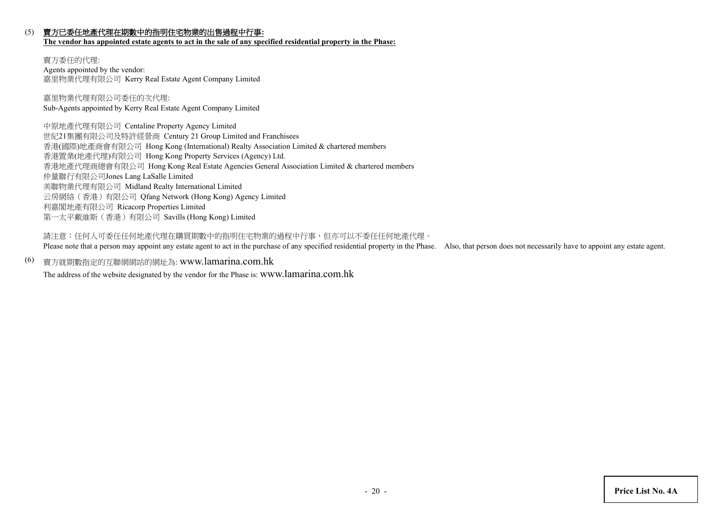(5) **賣方已委任地產代理在期數中的指明住宅物業的出售過程中行事:**
**The vendor has appointed estate agents to act in the sale of any specified residential property in the Phase:**

賣方委任的代理:
Agents appointed by the vendor:
嘉里物業代理有限公司 Kerry Real Estate Agent Company Limited

嘉里物業代理有限公司委任的次代理:
Sub-Agents appointed by Kerry Real Estate Agent Company Limited

中原地產代理有限公司 Centaline Property Agency Limited
世紀21集團有限公司及特許經營商 Century 21 Group Limited and Franchisees
香港(國際)地產商會有限公司 Hong Kong (International) Realty Association Limited & chartered members
香港置業(地產代理)有限公司 Hong Kong Property Services (Agency) Ltd.
香港地產代理商總會有限公司 Hong Kong Real Estate Agencies General Association Limited & chartered members
仲量聯行有限公司Jones Lang LaSalle Limited
美聯物業代理有限公司 Midland Realty International Limited
云房網絡（香港）有限公司 Qfang Network (Hong Kong) Agency Limited
利嘉閣地產有限公司 Ricacorp Properties Limited
第一太平戴維斯（香港）有限公司 Savills (Hong Kong) Limited

請注意：任何人可委任任何地產代理在購買期數中的指明住宅物業的過程中行事，但亦可以不委任任何地產代理。
Please note that a person may appoint any estate agent to act in the purchase of any specified residential property in the Phase. Also, that person does not necessarily have to appoint any estate agent.

(6) 賣方就期數指定的互聯網網站的網址為: www.lamarina.com.hk
The address of the website designated by the vendor for the Phase is: www.lamarina.com.hk

**Price List No. 4A**